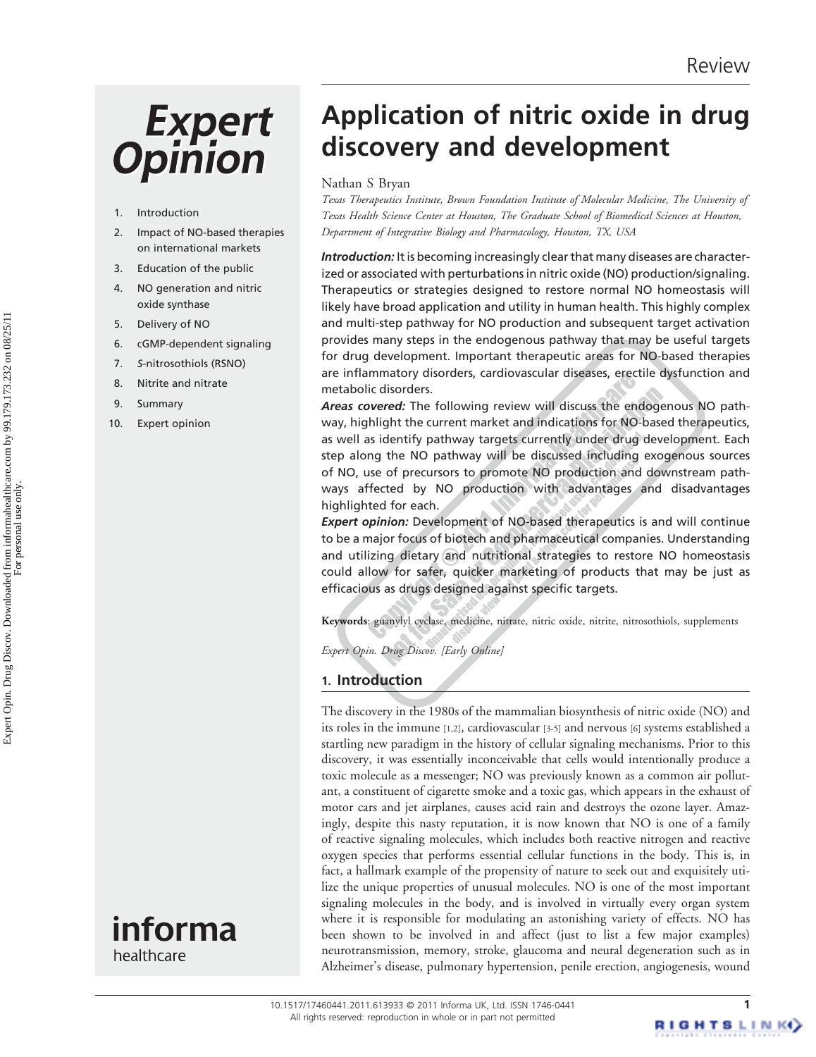Review

# Application of nitric oxide in drug discovery and development

Nathan S Bryan

*Texas Therapeutics Institute, Brown Foundation Institute of Molecular Medicine, The University of Texas Health Science Center at Houston, The Graduate School of Biomedical Sciences at Houston, Department of Integrative Biology and Pharmacology, Houston, TX, USA*

1. Introduction
2. Impact of NO-based therapies on international markets
3. Education of the public
4. NO generation and nitric oxide synthase
5. Delivery of NO
6. cGMP-dependent signaling
7. *S*-nitrosothiols (RSNO)
8. Nitrite and nitrate
9. Summary
10. Expert opinion

***Introduction:*** It is becoming increasingly clear that many diseases are characterized or associated with perturbations in nitric oxide (NO) production/signaling. Therapeutics or strategies designed to restore normal NO homeostasis will likely have broad application and utility in human health. This highly complex and multi-step pathway for NO production and subsequent target activation provides many steps in the endogenous pathway that may be useful targets for drug development. Important therapeutic areas for NO-based therapies are inflammatory disorders, cardiovascular diseases, erectile dysfunction and metabolic disorders.

***Areas covered:*** The following review will discuss the endogenous NO pathway, highlight the current market and indications for NO-based therapeutics, as well as identify pathway targets currently under drug development. Each step along the NO pathway will be discussed including exogenous sources of NO, use of precursors to promote NO production and downstream pathways affected by NO production with advantages and disadvantages highlighted for each.

***Expert opinion:*** Development of NO-based therapeutics is and will continue to be a major focus of biotech and pharmaceutical companies. Understanding and utilizing dietary and nutritional strategies to restore NO homeostasis could allow for safer, quicker marketing of products that may be just as efficacious as drugs designed against specific targets.

**Keywords**: guanylyl cyclase, medicine, nitrate, nitric oxide, nitrite, nitrosothiols, supplements

*Expert Opin. Drug Discov. [Early Online]*

## 1. Introduction

The discovery in the 1980s of the mammalian biosynthesis of nitric oxide (NO) and its roles in the immune [1,2], cardiovascular [3-5] and nervous [6] systems established a startling new paradigm in the history of cellular signaling mechanisms. Prior to this discovery, it was essentially inconceivable that cells would intentionally produce a toxic molecule as a messenger; NO was previously known as a common air pollutant, a constituent of cigarette smoke and a toxic gas, which appears in the exhaust of motor cars and jet airplanes, causes acid rain and destroys the ozone layer. Amazingly, despite this nasty reputation, it is now known that NO is one of a family of reactive signaling molecules, which includes both reactive nitrogen and reactive oxygen species that performs essential cellular functions in the body. This is, in fact, a hallmark example of the propensity of nature to seek out and exquisitely utilize the unique properties of unusual molecules. NO is one of the most important signaling molecules in the body, and is involved in virtually every organ system where it is responsible for modulating an astonishing variety of effects. NO has been shown to be involved in and affect (just to list a few major examples) neurotransmission, memory, stroke, glaucoma and neural degeneration such as in Alzheimer's disease, pulmonary hypertension, penile erection, angiogenesis, wound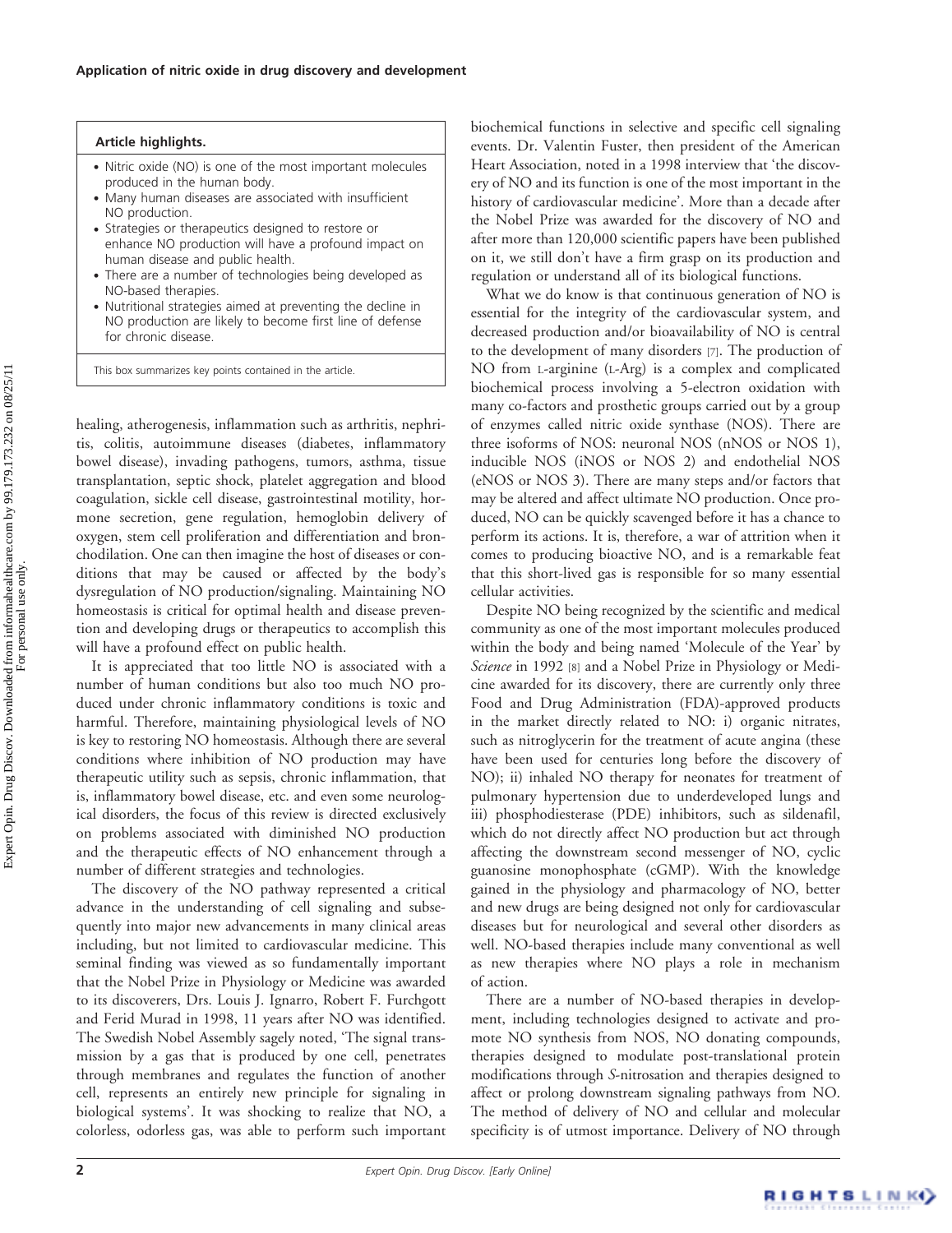**Article highlights.**

- Nitric oxide (NO) is one of the most important molecules produced in the human body.
- Many human diseases are associated with insufficient NO production.
- Strategies or therapeutics designed to restore or enhance NO production will have a profound impact on human disease and public health.
- There are a number of technologies being developed as NO-based therapies.
- Nutritional strategies aimed at preventing the decline in NO production are likely to become first line of defense for chronic disease.

This box summarizes key points contained in the article.

healing, atherogenesis, inflammation such as arthritis, nephritis, colitis, autoimmune diseases (diabetes, inflammatory bowel disease), invading pathogens, tumors, asthma, tissue transplantation, septic shock, platelet aggregation and blood coagulation, sickle cell disease, gastrointestinal motility, hormone secretion, gene regulation, hemoglobin delivery of oxygen, stem cell proliferation and differentiation and bronchodilation. One can then imagine the host of diseases or conditions that may be caused or affected by the body's dysregulation of NO production/signaling. Maintaining NO homeostasis is critical for optimal health and disease prevention and developing drugs or therapeutics to accomplish this will have a profound effect on public health.

It is appreciated that too little NO is associated with a number of human conditions but also too much NO produced under chronic inflammatory conditions is toxic and harmful. Therefore, maintaining physiological levels of NO is key to restoring NO homeostasis. Although there are several conditions where inhibition of NO production may have therapeutic utility such as sepsis, chronic inflammation, that is, inflammatory bowel disease, etc. and even some neurological disorders, the focus of this review is directed exclusively on problems associated with diminished NO production and the therapeutic effects of NO enhancement through a number of different strategies and technologies.

The discovery of the NO pathway represented a critical advance in the understanding of cell signaling and subsequently into major new advancements in many clinical areas including, but not limited to cardiovascular medicine. This seminal finding was viewed as so fundamentally important that the Nobel Prize in Physiology or Medicine was awarded to its discoverers, Drs. Louis J. Ignarro, Robert F. Furchgott and Ferid Murad in 1998, 11 years after NO was identified. The Swedish Nobel Assembly sagely noted, 'The signal transmission by a gas that is produced by one cell, penetrates through membranes and regulates the function of another cell, represents an entirely new principle for signaling in biological systems'. It was shocking to realize that NO, a colorless, odorless gas, was able to perform such important biochemical functions in selective and specific cell signaling events. Dr. Valentin Fuster, then president of the American Heart Association, noted in a 1998 interview that 'the discovery of NO and its function is one of the most important in the history of cardiovascular medicine'. More than a decade after the Nobel Prize was awarded for the discovery of NO and after more than 120,000 scientific papers have been published on it, we still don't have a firm grasp on its production and regulation or understand all of its biological functions.

What we do know is that continuous generation of NO is essential for the integrity of the cardiovascular system, and decreased production and/or bioavailability of NO is central to the development of many disorders [7]. The production of NO from L-arginine (L-Arg) is a complex and complicated biochemical process involving a 5-electron oxidation with many co-factors and prosthetic groups carried out by a group of enzymes called nitric oxide synthase (NOS). There are three isoforms of NOS: neuronal NOS (nNOS or NOS 1), inducible NOS (iNOS or NOS 2) and endothelial NOS (eNOS or NOS 3). There are many steps and/or factors that may be altered and affect ultimate NO production. Once produced, NO can be quickly scavenged before it has a chance to perform its actions. It is, therefore, a war of attrition when it comes to producing bioactive NO, and is a remarkable feat that this short-lived gas is responsible for so many essential cellular activities.

Despite NO being recognized by the scientific and medical community as one of the most important molecules produced within the body and being named 'Molecule of the Year' by *Science* in 1992 [8] and a Nobel Prize in Physiology or Medicine awarded for its discovery, there are currently only three Food and Drug Administration (FDA)-approved products in the market directly related to NO: i) organic nitrates, such as nitroglycerin for the treatment of acute angina (these have been used for centuries long before the discovery of NO); ii) inhaled NO therapy for neonates for treatment of pulmonary hypertension due to underdeveloped lungs and iii) phosphodiesterase (PDE) inhibitors, such as sildenafil, which do not directly affect NO production but act through affecting the downstream second messenger of NO, cyclic guanosine monophosphate (cGMP). With the knowledge gained in the physiology and pharmacology of NO, better and new drugs are being designed not only for cardiovascular diseases but for neurological and several other disorders as well. NO-based therapies include many conventional as well as new therapies where NO plays a role in mechanism of action.

There are a number of NO-based therapies in development, including technologies designed to activate and promote NO synthesis from NOS, NO donating compounds, therapies designed to modulate post-translational protein modifications through *S*-nitrosation and therapies designed to affect or prolong downstream signaling pathways from NO. The method of delivery of NO and cellular and molecular specificity is of utmost importance. Delivery of NO through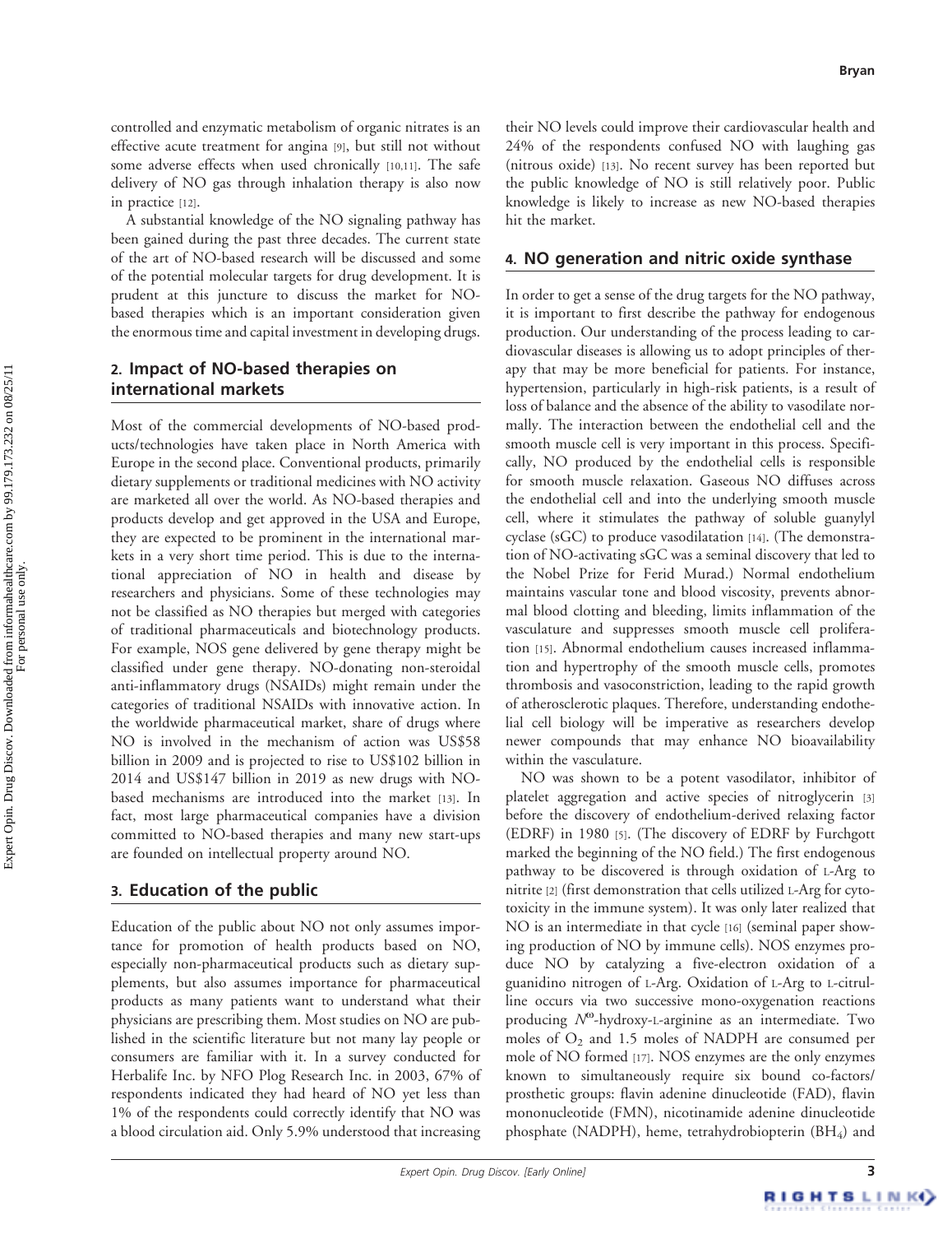controlled and enzymatic metabolism of organic nitrates is an effective acute treatment for angina [9], but still not without some adverse effects when used chronically [10,11]. The safe delivery of NO gas through inhalation therapy is also now in practice [12].

A substantial knowledge of the NO signaling pathway has been gained during the past three decades. The current state of the art of NO-based research will be discussed and some of the potential molecular targets for drug development. It is prudent at this juncture to discuss the market for NO-based therapies which is an important consideration given the enormous time and capital investment in developing drugs.

## 2. Impact of NO-based therapies on international markets

Most of the commercial developments of NO-based products/technologies have taken place in North America with Europe in the second place. Conventional products, primarily dietary supplements or traditional medicines with NO activity are marketed all over the world. As NO-based therapies and products develop and get approved in the USA and Europe, they are expected to be prominent in the international markets in a very short time period. This is due to the international appreciation of NO in health and disease by researchers and physicians. Some of these technologies may not be classified as NO therapies but merged with categories of traditional pharmaceuticals and biotechnology products. For example, NOS gene delivered by gene therapy might be classified under gene therapy. NO-donating non-steroidal anti-inflammatory drugs (NSAIDs) might remain under the categories of traditional NSAIDs with innovative action. In the worldwide pharmaceutical market, share of drugs where NO is involved in the mechanism of action was US$58 billion in 2009 and is projected to rise to US$102 billion in 2014 and US$147 billion in 2019 as new drugs with NO-based mechanisms are introduced into the market [13]. In fact, most large pharmaceutical companies have a division committed to NO-based therapies and many new start-ups are founded on intellectual property around NO.

## 3. Education of the public

Education of the public about NO not only assumes importance for promotion of health products based on NO, especially non-pharmaceutical products such as dietary supplements, but also assumes importance for pharmaceutical products as many patients want to understand what their physicians are prescribing them. Most studies on NO are published in the scientific literature but not many lay people or consumers are familiar with it. In a survey conducted for Herbalife Inc. by NFO Plog Research Inc. in 2003, 67% of respondents indicated they had heard of NO yet less than 1% of the respondents could correctly identify that NO was a blood circulation aid. Only 5.9% understood that increasing their NO levels could improve their cardiovascular health and 24% of the respondents confused NO with laughing gas (nitrous oxide) [13]. No recent survey has been reported but the public knowledge of NO is still relatively poor. Public knowledge is likely to increase as new NO-based therapies hit the market.

## 4. NO generation and nitric oxide synthase

In order to get a sense of the drug targets for the NO pathway, it is important to first describe the pathway for endogenous production. Our understanding of the process leading to cardiovascular diseases is allowing us to adopt principles of therapy that may be more beneficial for patients. For instance, hypertension, particularly in high-risk patients, is a result of loss of balance and the absence of the ability to vasodilate normally. The interaction between the endothelial cell and the smooth muscle cell is very important in this process. Specifically, NO produced by the endothelial cells is responsible for smooth muscle relaxation. Gaseous NO diffuses across the endothelial cell and into the underlying smooth muscle cell, where it stimulates the pathway of soluble guanylyl cyclase (sGC) to produce vasodilatation [14]. (The demonstration of NO-activating sGC was a seminal discovery that led to the Nobel Prize for Ferid Murad.) Normal endothelium maintains vascular tone and blood viscosity, prevents abnormal blood clotting and bleeding, limits inflammation of the vasculature and suppresses smooth muscle cell proliferation [15]. Abnormal endothelium causes increased inflammation and hypertrophy of the smooth muscle cells, promotes thrombosis and vasoconstriction, leading to the rapid growth of atherosclerotic plaques. Therefore, understanding endothelial cell biology will be imperative as researchers develop newer compounds that may enhance NO bioavailability within the vasculature.

NO was shown to be a potent vasodilator, inhibitor of platelet aggregation and active species of nitroglycerin [3] before the discovery of endothelium-derived relaxing factor (EDRF) in 1980 [5]. (The discovery of EDRF by Furchgott marked the beginning of the NO field.) The first endogenous pathway to be discovered is through oxidation of L-Arg to nitrite [2] (first demonstration that cells utilized L-Arg for cytotoxicity in the immune system). It was only later realized that NO is an intermediate in that cycle [16] (seminal paper showing production of NO by immune cells). NOS enzymes produce NO by catalyzing a five-electron oxidation of a guanidino nitrogen of L-Arg. Oxidation of L-Arg to L-citrulline occurs via two successive mono-oxygenation reactions producing $N^{\omega}$-hydroxy-L-arginine as an intermediate. Two moles of $O_2$ and 1.5 moles of NADPH are consumed per mole of NO formed [17]. NOS enzymes are the only enzymes known to simultaneously require six bound co-factors/prosthetic groups: flavin adenine dinucleotide (FAD), flavin mononucleotide (FMN), nicotinamide adenine dinucleotide phosphate (NADPH), heme, tetrahydrobiopterin ($BH_4$) and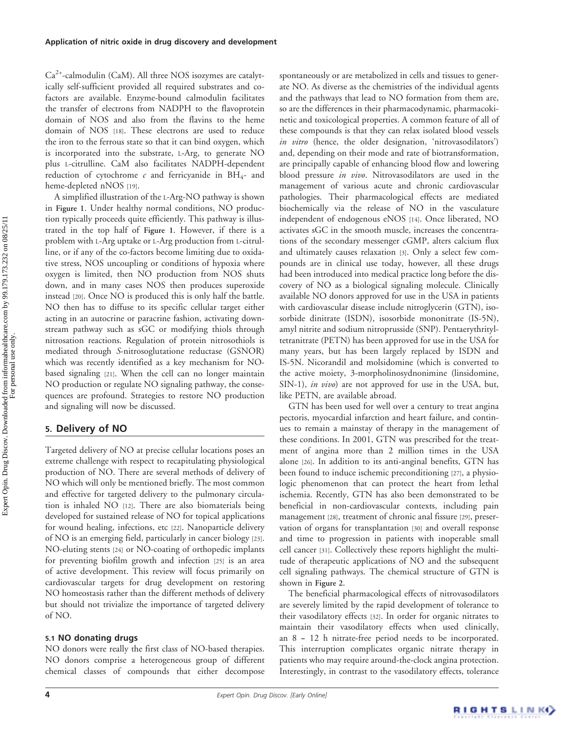$Ca^{2+}$-calmodulin (CaM). All three NOS isozymes are catalytically self-sufficient provided all required substrates and co-factors are available. Enzyme-bound calmodulin facilitates the transfer of electrons from NADPH to the flavoprotein domain of NOS and also from the flavins to the heme domain of NOS [18]. These electrons are used to reduce the iron to the ferrous state so that it can bind oxygen, which is incorporated into the substrate, L-Arg, to generate NO plus L-citrulline. CaM also facilitates NADPH-dependent reduction of cytochrome *c* and ferricyanide in $BH_4$- and heme-depleted nNOS [19].

A simplified illustration of the L-Arg-NO pathway is shown in **Figure 1**. Under healthy normal conditions, NO production typically proceeds quite efficiently. This pathway is illustrated in the top half of **Figure 1**. However, if there is a problem with L-Arg uptake or L-Arg production from L-citrulline, or if any of the co-factors become limiting due to oxidative stress, NOS uncoupling or conditions of hypoxia where oxygen is limited, then NO production from NOS shuts down, and in many cases NOS then produces superoxide instead [20]. Once NO is produced this is only half the battle. NO then has to diffuse to its specific cellular target either acting in an autocrine or paracrine fashion, activating downstream pathway such as sGC or modifying thiols through nitrosation reactions. Regulation of protein nitrosothiols is mediated through *S*-nitrosoglutatione reductase (GSNOR) which was recently identified as a key mechanism for NO-based signaling [21]. When the cell can no longer maintain NO production or regulate NO signaling pathway, the consequences are profound. Strategies to restore NO production and signaling will now be discussed.

## 5. Delivery of NO

Targeted delivery of NO at precise cellular locations poses an extreme challenge with respect to recapitulating physiological production of NO. There are several methods of delivery of NO which will only be mentioned briefly. The most common and effective for targeted delivery to the pulmonary circulation is inhaled NO [12]. There are also biomaterials being developed for sustained release of NO for topical applications for wound healing, infections, etc [22]. Nanoparticle delivery of NO is an emerging field, particularly in cancer biology [23]. NO-eluting stents [24] or NO-coating of orthopedic implants for preventing biofilm growth and infection [25] is an area of active development. This review will focus primarily on cardiovascular targets for drug development on restoring NO homeostasis rather than the different methods of delivery but should not trivialize the importance of targeted delivery of NO.

### 5.1 NO donating drugs

NO donors were really the first class of NO-based therapies. NO donors comprise a heterogeneous group of different chemical classes of compounds that either decompose spontaneously or are metabolized in cells and tissues to generate NO. As diverse as the chemistries of the individual agents and the pathways that lead to NO formation from them are, so are the differences in their pharmacodynamic, pharmacokinetic and toxicological properties. A common feature of all of these compounds is that they can relax isolated blood vessels *in vitro* (hence, the older designation, 'nitrovasodilators') and, depending on their mode and rate of biotransformation, are principally capable of enhancing blood flow and lowering blood pressure *in vivo*. Nitrovasodilators are used in the management of various acute and chronic cardiovascular pathologies. Their pharmacological effects are mediated biochemically via the release of NO in the vasculature independent of endogenous eNOS [14]. Once liberated, NO activates sGC in the smooth muscle, increases the concentrations of the secondary messenger cGMP, alters calcium flux and ultimately causes relaxation [3]. Only a select few compounds are in clinical use today, however, all these drugs had been introduced into medical practice long before the discovery of NO as a biological signaling molecule. Clinically available NO donors approved for use in the USA in patients with cardiovascular disease include nitroglycerin (GTN), isosorbide dinitrate (ISDN), isosorbide mononitrate (IS-5N), amyl nitrite and sodium nitroprusside (SNP). Pentaerythrityltetranitrate (PETN) has been approved for use in the USA for many years, but has been largely replaced by ISDN and IS-5N. Nicorandil and molsidomine (which is converted to the active moiety, 3-morpholinosydnonimine (linsidomine, SIN-1), *in vivo*) are not approved for use in the USA, but, like PETN, are available abroad.

GTN has been used for well over a century to treat angina pectoris, myocardial infarction and heart failure, and continues to remain a mainstay of therapy in the management of these conditions. In 2001, GTN was prescribed for the treatment of angina more than 2 million times in the USA alone [26]. In addition to its anti-anginal benefits, GTN has been found to induce ischemic preconditioning [27], a physiologic phenomenon that can protect the heart from lethal ischemia. Recently, GTN has also been demonstrated to be beneficial in non-cardiovascular contexts, including pain management [28], treatment of chronic anal fissure [29], preservation of organs for transplantation [30] and overall response and time to progression in patients with inoperable small cell cancer [31]. Collectively these reports highlight the multitude of therapeutic applications of NO and the subsequent cell signaling pathways. The chemical structure of GTN is shown in **Figure 2**.

The beneficial pharmacological effects of nitrovasodilators are severely limited by the rapid development of tolerance to their vasodilatory effects [32]. In order for organic nitrates to maintain their vasodilatory effects when used clinically, an 8 – 12 h nitrate-free period needs to be incorporated. This interruption complicates organic nitrate therapy in patients who may require around-the-clock angina protection. Interestingly, in contrast to the vasodilatory effects, tolerance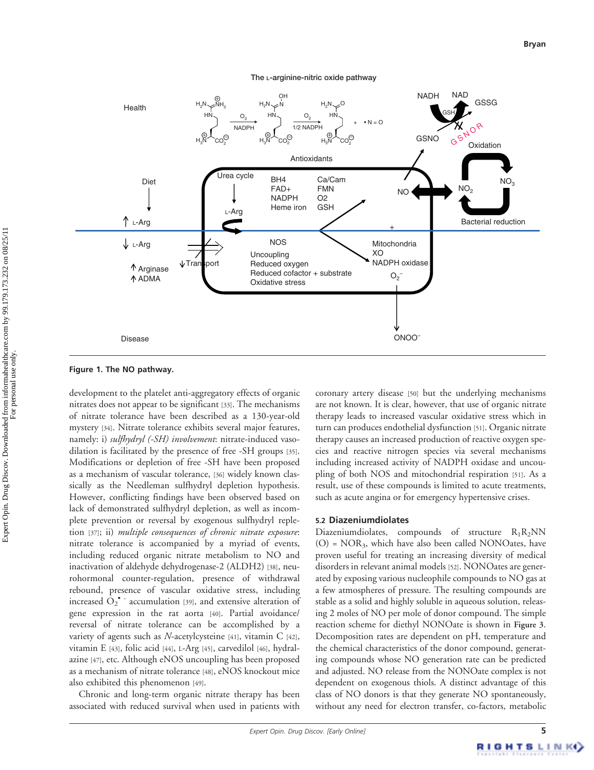Figure 1. The NO pathway.

development to the platelet anti-aggregatory effects of organic nitrates does not appear to be significant [33]. The mechanisms of nitrate tolerance have been described as a 130-year-old mystery [34]. Nitrate tolerance exhibits several major features, namely: i) *sulfhydryl (-SH) involvement*: nitrate-induced vasodilation is facilitated by the presence of free -SH groups [35]. Modifications or depletion of free -SH have been proposed as a mechanism of vascular tolerance, [36] widely known classically as the Needleman sulfhydryl depletion hypothesis. However, conflicting findings have been observed based on lack of demonstrated sulfhydryl depletion, as well as incomplete prevention or reversal by exogenous sulfhydryl repletion [37]; ii) *multiple consequences of chronic nitrate exposure*: nitrate tolerance is accompanied by a myriad of events, including reduced organic nitrate metabolism to NO and inactivation of aldehyde dehydrogenase-2 (ALDH2) [38], neurohormonal counter-regulation, presence of withdrawal rebound, presence of vascular oxidative stress, including increased $O_2^{\bullet -}$ accumulation [39], and extensive alteration of gene expression in the rat aorta [40]. Partial avoidance/reversal of nitrate tolerance can be accomplished by a variety of agents such as *N*-acetylcysteine [41], vitamin C [42], vitamin E [43], folic acid [44], L-Arg [45], carvedilol [46], hydralazine [47], etc. Although eNOS uncoupling has been proposed as a mechanism of nitrate tolerance [48], eNOS knockout mice also exhibited this phenomenon [49].

Chronic and long-term organic nitrate therapy has been associated with reduced survival when used in patients with coronary artery disease [50] but the underlying mechanisms are not known. It is clear, however, that use of organic nitrate therapy leads to increased vascular oxidative stress which in turn can produces endothelial dysfunction [51]. Organic nitrate therapy causes an increased production of reactive oxygen species and reactive nitrogen species via several mechanisms including increased activity of NADPH oxidase and uncoupling of both NOS and mitochondrial respiration [51]. As a result, use of these compounds is limited to acute treatments, such as acute angina or for emergency hypertensive crises.

### 5.2 Diazeniumdiolates

Diazeniumdiolates, compounds of structure $R_1R_2NN(O) = NOR_3$, which have also been called NONOates, have proven useful for treating an increasing diversity of medical disorders in relevant animal models [52]. NONOates are generated by exposing various nucleophile compounds to NO gas at a few atmospheres of pressure. The resulting compounds are stable as a solid and highly soluble in aqueous solution, releasing 2 moles of NO per mole of donor compound. The simple reaction scheme for diethyl NONOate is shown in **Figure 3**. Decomposition rates are dependent on pH, temperature and the chemical characteristics of the donor compound, generating compounds whose NO generation rate can be predicted and adjusted. NO release from the NONOate complex is not dependent on exogenous thiols. A distinct advantage of this class of NO donors is that they generate NO spontaneously, without any need for electron transfer, co-factors, metabolic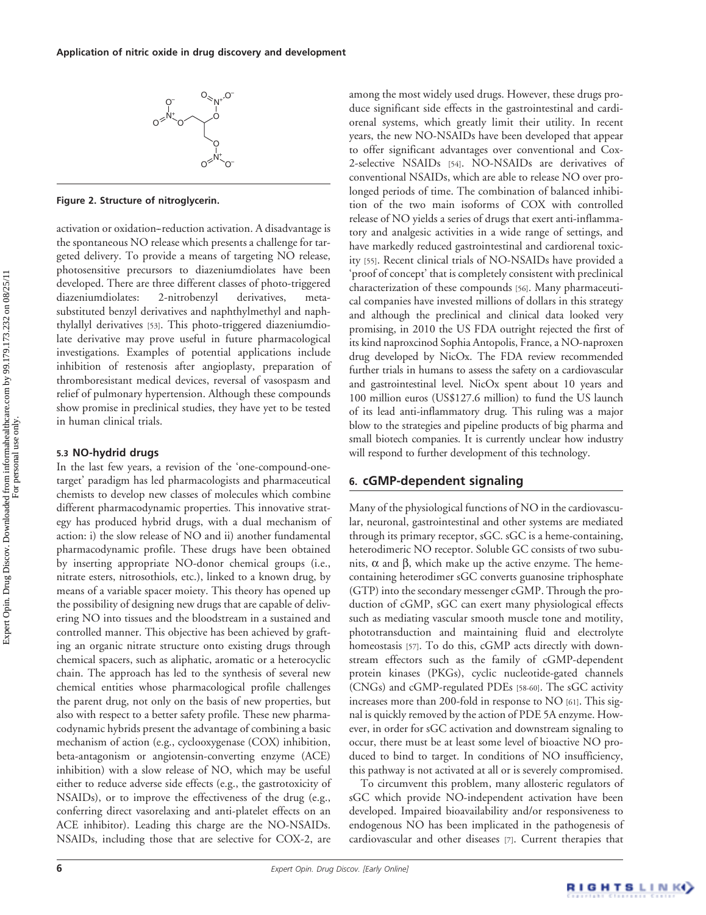Figure 2. Structure of nitroglycerin.

activation or oxidation–reduction activation. A disadvantage is the spontaneous NO release which presents a challenge for targeted delivery. To provide a means of targeting NO release, photosensitive precursors to diazeniumdiolates have been developed. There are three different classes of photo-triggered diazeniumdiolates: 2-nitrobenzyl derivatives, meta-substituted benzyl derivatives and naphthylmethyl and naphthylallyl derivatives [53]. This photo-triggered diazeniumdiolate derivative may prove useful in future pharmacological investigations. Examples of potential applications include inhibition of restenosis after angioplasty, preparation of thromboresistant medical devices, reversal of vasospasm and relief of pulmonary hypertension. Although these compounds show promise in preclinical studies, they have yet to be tested in human clinical trials.

### 5.3 NO-hydrid drugs

In the last few years, a revision of the 'one-compound-one-target' paradigm has led pharmacologists and pharmaceutical chemists to develop new classes of molecules which combine different pharmacodynamic properties. This innovative strategy has produced hybrid drugs, with a dual mechanism of action: i) the slow release of NO and ii) another fundamental pharmacodynamic profile. These drugs have been obtained by inserting appropriate NO-donor chemical groups (i.e., nitrate esters, nitrosothiols, etc.), linked to a known drug, by means of a variable spacer moiety. This theory has opened up the possibility of designing new drugs that are capable of delivering NO into tissues and the bloodstream in a sustained and controlled manner. This objective has been achieved by grafting an organic nitrate structure onto existing drugs through chemical spacers, such as aliphatic, aromatic or a heterocyclic chain. The approach has led to the synthesis of several new chemical entities whose pharmacological profile challenges the parent drug, not only on the basis of new properties, but also with respect to a better safety profile. These new pharmacodynamic hybrids present the advantage of combining a basic mechanism of action (e.g., cyclooxygenase (COX) inhibition, beta-antagonism or angiotensin-converting enzyme (ACE) inhibition) with a slow release of NO, which may be useful either to reduce adverse side effects (e.g., the gastrotoxicity of NSAIDs), or to improve the effectiveness of the drug (e.g., conferring direct vasorelaxing and anti-platelet effects on an ACE inhibitor). Leading this charge are the NO-NSAIDs. NSAIDs, including those that are selective for COX-2, are among the most widely used drugs. However, these drugs produce significant side effects in the gastrointestinal and cardiorenal systems, which greatly limit their utility. In recent years, the new NO-NSAIDs have been developed that appear to offer significant advantages over conventional and Cox-2-selective NSAIDs [54]. NO-NSAIDs are derivatives of conventional NSAIDs, which are able to release NO over prolonged periods of time. The combination of balanced inhibition of the two main isoforms of COX with controlled release of NO yields a series of drugs that exert anti-inflammatory and analgesic activities in a wide range of settings, and have markedly reduced gastrointestinal and cardiorenal toxicity [55]. Recent clinical trials of NO-NSAIDs have provided a 'proof of concept' that is completely consistent with preclinical characterization of these compounds [56]. Many pharmaceutical companies have invested millions of dollars in this strategy and although the preclinical and clinical data looked very promising, in 2010 the US FDA outright rejected the first of its kind naproxcinod Sophia Antopolis, France, a NO-naproxen drug developed by NicOx. The FDA review recommended further trials in humans to assess the safety on a cardiovascular and gastrointestinal level. NicOx spent about 10 years and 100 million euros (US$127.6 million) to fund the US launch of its lead anti-inflammatory drug. This ruling was a major blow to the strategies and pipeline products of big pharma and small biotech companies. It is currently unclear how industry will respond to further development of this technology.

## 6. cGMP-dependent signaling

Many of the physiological functions of NO in the cardiovascular, neuronal, gastrointestinal and other systems are mediated through its primary receptor, sGC. sGC is a heme-containing, heterodimeric NO receptor. Soluble GC consists of two subunits, $\alpha$ and $\beta$, which make up the active enzyme. The heme-containing heterodimer sGC converts guanosine triphosphate (GTP) into the secondary messenger cGMP. Through the production of cGMP, sGC can exert many physiological effects such as mediating vascular smooth muscle tone and motility, phototransduction and maintaining fluid and electrolyte homeostasis [57]. To do this, cGMP acts directly with downstream effectors such as the family of cGMP-dependent protein kinases (PKGs), cyclic nucleotide-gated channels (CNGs) and cGMP-regulated PDEs [58-60]. The sGC activity increases more than 200-fold in response to NO [61]. This signal is quickly removed by the action of PDE 5A enzyme. However, in order for sGC activation and downstream signaling to occur, there must be at least some level of bioactive NO produced to bind to target. In conditions of NO insufficiency, this pathway is not activated at all or is severely compromised.

To circumvent this problem, many allosteric regulators of sGC which provide NO-independent activation have been developed. Impaired bioavailability and/or responsiveness to endogenous NO has been implicated in the pathogenesis of cardiovascular and other diseases [7]. Current therapies that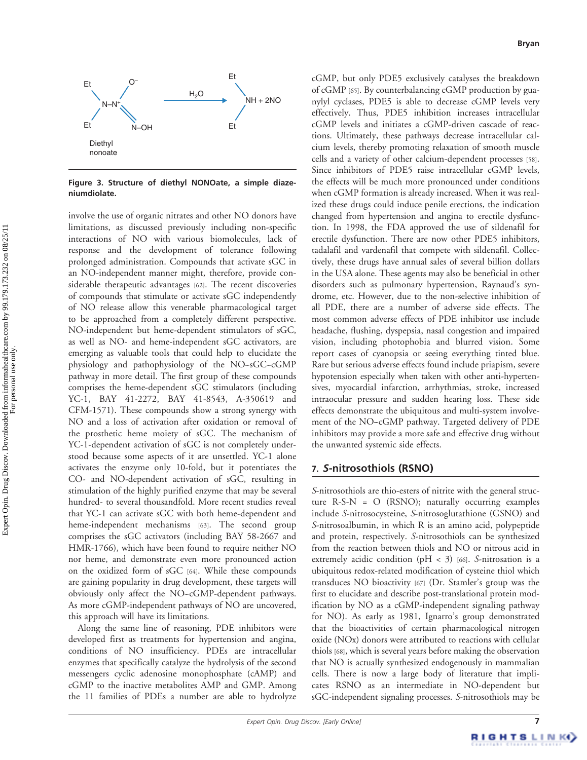Figure 3. Structure of diethyl NONOate, a simple diazeniumdiolate.

involve the use of organic nitrates and other NO donors have limitations, as discussed previously including non-specific interactions of NO with various biomolecules, lack of response and the development of tolerance following prolonged administration. Compounds that activate sGC in an NO-independent manner might, therefore, provide considerable therapeutic advantages [62]. The recent discoveries of compounds that stimulate or activate sGC independently of NO release allow this venerable pharmacological target to be approached from a completely different perspective. NO-independent but heme-dependent stimulators of sGC, as well as NO- and heme-independent sGC activators, are emerging as valuable tools that could help to elucidate the physiology and pathophysiology of the NO–sGC–cGMP pathway in more detail. The first group of these compounds comprises the heme-dependent sGC stimulators (including YC-1, BAY 41-2272, BAY 41-8543, A-350619 and CFM-1571). These compounds show a strong synergy with NO and a loss of activation after oxidation or removal of the prosthetic heme moiety of sGC. The mechanism of YC-1-dependent activation of sGC is not completely understood because some aspects of it are unsettled. YC-1 alone activates the enzyme only 10-fold, but it potentiates the CO- and NO-dependent activation of sGC, resulting in stimulation of the highly purified enzyme that may be several hundred- to several thousandfold. More recent studies reveal that YC-1 can activate sGC with both heme-dependent and heme-independent mechanisms [63]. The second group comprises the sGC activators (including BAY 58-2667 and HMR-1766), which have been found to require neither NO nor heme, and demonstrate even more pronounced action on the oxidized form of sGC [64]. While these compounds are gaining popularity in drug development, these targets will obviously only affect the NO–cGMP-dependent pathways. As more cGMP-independent pathways of NO are uncovered, this approach will have its limitations.

Along the same line of reasoning, PDE inhibitors were developed first as treatments for hypertension and angina, conditions of NO insufficiency. PDEs are intracellular enzymes that specifically catalyze the hydrolysis of the second messengers cyclic adenosine monophosphate (cAMP) and cGMP to the inactive metabolites AMP and GMP. Among the 11 families of PDEs a number are able to hydrolyze cGMP, but only PDE5 exclusively catalyses the breakdown of cGMP [65]. By counterbalancing cGMP production by guanylyl cyclases, PDE5 is able to decrease cGMP levels very effectively. Thus, PDE5 inhibition increases intracellular cGMP levels and initiates a cGMP-driven cascade of reactions. Ultimately, these pathways decrease intracellular calcium levels, thereby promoting relaxation of smooth muscle cells and a variety of other calcium-dependent processes [58]. Since inhibitors of PDE5 raise intracellular cGMP levels, the effects will be much more pronounced under conditions when cGMP formation is already increased. When it was realized these drugs could induce penile erections, the indication changed from hypertension and angina to erectile dysfunction. In 1998, the FDA approved the use of sildenafil for erectile dysfunction. There are now other PDE5 inhibitors, tadalafil and vardenafil that compete with sildenafil. Collectively, these drugs have annual sales of several billion dollars in the USA alone. These agents may also be beneficial in other disorders such as pulmonary hypertension, Raynaud's syndrome, etc. However, due to the non-selective inhibition of all PDE, there are a number of adverse side effects. The most common adverse effects of PDE inhibitor use include headache, flushing, dyspepsia, nasal congestion and impaired vision, including photophobia and blurred vision. Some report cases of cyanopsia or seeing everything tinted blue. Rare but serious adverse effects found include priapism, severe hypotension especially when taken with other anti-hypertensives, myocardial infarction, arrhythmias, stroke, increased intraocular pressure and sudden hearing loss. These side effects demonstrate the ubiquitous and multi-system involvement of the NO–cGMP pathway. Targeted delivery of PDE inhibitors may provide a more safe and effective drug without the unwanted systemic side effects.

## 7. *S*-nitrosothiols (RSNO)

*S*-nitrosothiols are thio-esters of nitrite with the general structure R-S-N = O (RSNO); naturally occurring examples include *S*-nitrosocysteine, *S*-nitrosoglutathione (GSNO) and *S*-nitrosoalbumin, in which R is an amino acid, polypeptide and protein, respectively. *S*-nitrosothiols can be synthesized from the reaction between thiols and NO or nitrous acid in extremely acidic condition (pH < 3) [66]. *S*-nitrosation is a ubiquitous redox-related modification of cysteine thiol which transduces NO bioactivity [67] (Dr. Stamler's group was the first to elucidate and describe post-translational protein modification by NO as a cGMP-independent signaling pathway for NO). As early as 1981, Ignarro's group demonstrated that the bioactivities of certain pharmacological nitrogen oxide (NOx) donors were attributed to reactions with cellular thiols [68], which is several years before making the observation that NO is actually synthesized endogenously in mammalian cells. There is now a large body of literature that implicates RSNO as an intermediate in NO-dependent but sGC-independent signaling processes. *S*-nitrosothiols may be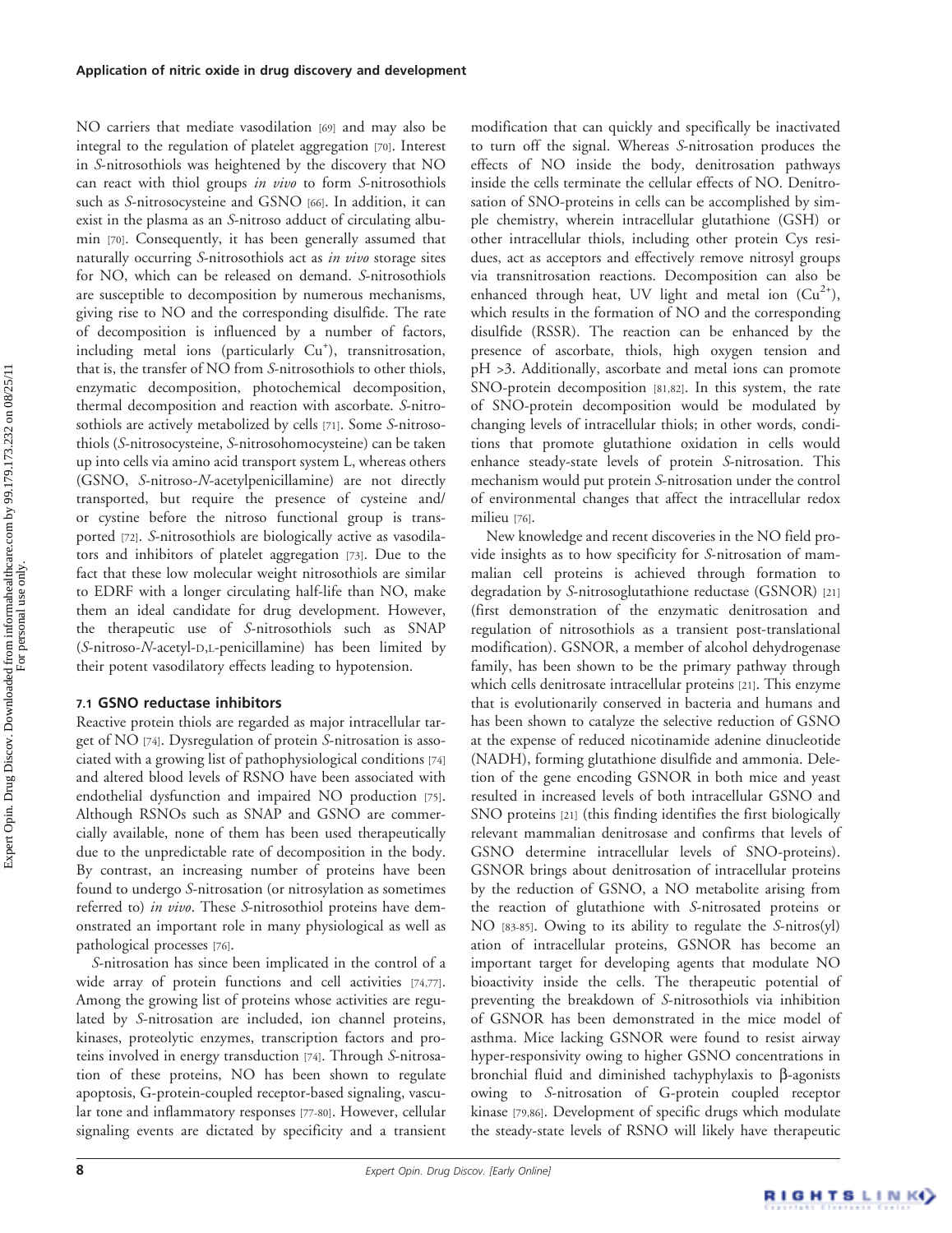NO carriers that mediate vasodilation [69] and may also be integral to the regulation of platelet aggregation [70]. Interest in *S*-nitrosothiols was heightened by the discovery that NO can react with thiol groups *in vivo* to form *S*-nitrosothiols such as *S*-nitrosocysteine and GSNO [66]. In addition, it can exist in the plasma as an *S*-nitroso adduct of circulating albumin [70]. Consequently, it has been generally assumed that naturally occurring *S*-nitrosothiols act as *in vivo* storage sites for NO, which can be released on demand. *S*-nitrosothiols are susceptible to decomposition by numerous mechanisms, giving rise to NO and the corresponding disulfide. The rate of decomposition is influenced by a number of factors, including metal ions (particularly $Cu^+$), transnitrosation, that is, the transfer of NO from *S*-nitrosothiols to other thiols, enzymatic decomposition, photochemical decomposition, thermal decomposition and reaction with ascorbate. *S*-nitrosothiols are actively metabolized by cells [71]. Some *S*-nitrosothiols (*S*-nitrosocysteine, *S*-nitrosohomocysteine) can be taken up into cells via amino acid transport system L, whereas others (GSNO, *S*-nitroso-*N*-acetylpenicillamine) are not directly transported, but require the presence of cysteine and/or cystine before the nitroso functional group is transported [72]. *S*-nitrosothiols are biologically active as vasodilators and inhibitors of platelet aggregation [73]. Due to the fact that these low molecular weight nitrosothiols are similar to EDRF with a longer circulating half-life than NO, make them an ideal candidate for drug development. However, the therapeutic use of *S*-nitrosothiols such as SNAP (*S*-nitroso-*N*-acetyl-D,L-penicillamine) has been limited by their potent vasodilatory effects leading to hypotension.

### 7.1 GSNO reductase inhibitors

Reactive protein thiols are regarded as major intracellular target of NO [74]. Dysregulation of protein *S*-nitrosation is associated with a growing list of pathophysiological conditions [74] and altered blood levels of RSNO have been associated with endothelial dysfunction and impaired NO production [75]. Although RSNOs such as SNAP and GSNO are commercially available, none of them has been used therapeutically due to the unpredictable rate of decomposition in the body. By contrast, an increasing number of proteins have been found to undergo *S*-nitrosation (or nitrosylation as sometimes referred to) *in vivo*. These *S*-nitrosothiol proteins have demonstrated an important role in many physiological as well as pathological processes [76].

*S*-nitrosation has since been implicated in the control of a wide array of protein functions and cell activities [74,77]. Among the growing list of proteins whose activities are regulated by *S*-nitrosation are included, ion channel proteins, kinases, proteolytic enzymes, transcription factors and proteins involved in energy transduction [74]. Through *S*-nitrosation of these proteins, NO has been shown to regulate apoptosis, G-protein-coupled receptor-based signaling, vascular tone and inflammatory responses [77-80]. However, cellular signaling events are dictated by specificity and a transient modification that can quickly and specifically be inactivated to turn off the signal. Whereas *S*-nitrosation produces the effects of NO inside the body, denitrosation pathways inside the cells terminate the cellular effects of NO. Denitrosation of SNO-proteins in cells can be accomplished by simple chemistry, wherein intracellular glutathione (GSH) or other intracellular thiols, including other protein Cys residues, act as acceptors and effectively remove nitrosyl groups via transnitrosation reactions. Decomposition can also be enhanced through heat, UV light and metal ion ($Cu^{2+}$), which results in the formation of NO and the corresponding disulfide (RSSR). The reaction can be enhanced by the presence of ascorbate, thiols, high oxygen tension and pH >3. Additionally, ascorbate and metal ions can promote SNO-protein decomposition [81,82]. In this system, the rate of SNO-protein decomposition would be modulated by changing levels of intracellular thiols; in other words, conditions that promote glutathione oxidation in cells would enhance steady-state levels of protein *S*-nitrosation. This mechanism would put protein *S*-nitrosation under the control of environmental changes that affect the intracellular redox milieu [76].

New knowledge and recent discoveries in the NO field provide insights as to how specificity for *S*-nitrosation of mammalian cell proteins is achieved through formation to degradation by *S*-nitrosoglutathione reductase (GSNOR) [21] (first demonstration of the enzymatic denitrosation and regulation of nitrosothiols as a transient post-translational modification). GSNOR, a member of alcohol dehydrogenase family, has been shown to be the primary pathway through which cells denitrosate intracellular proteins [21]. This enzyme that is evolutionarily conserved in bacteria and humans and has been shown to catalyze the selective reduction of GSNO at the expense of reduced nicotinamide adenine dinucleotide (NADH), forming glutathione disulfide and ammonia. Deletion of the gene encoding GSNOR in both mice and yeast resulted in increased levels of both intracellular GSNO and SNO proteins [21] (this finding identifies the first biologically relevant mammalian denitrosase and confirms that levels of GSNO determine intracellular levels of SNO-proteins). GSNOR brings about denitrosation of intracellular proteins by the reduction of GSNO, a NO metabolite arising from the reaction of glutathione with *S*-nitrosated proteins or NO [83-85]. Owing to its ability to regulate the *S*-nitros(yl)ation of intracellular proteins, GSNOR has become an important target for developing agents that modulate NO bioactivity inside the cells. The therapeutic potential of preventing the breakdown of *S*-nitrosothiols via inhibition of GSNOR has been demonstrated in the mice model of asthma. Mice lacking GSNOR were found to resist airway hyper-responsivity owing to higher GSNO concentrations in bronchial fluid and diminished tachyphylaxis to β-agonists owing to *S*-nitrosation of G-protein coupled receptor kinase [79,86]. Development of specific drugs which modulate the steady-state levels of RSNO will likely have therapeutic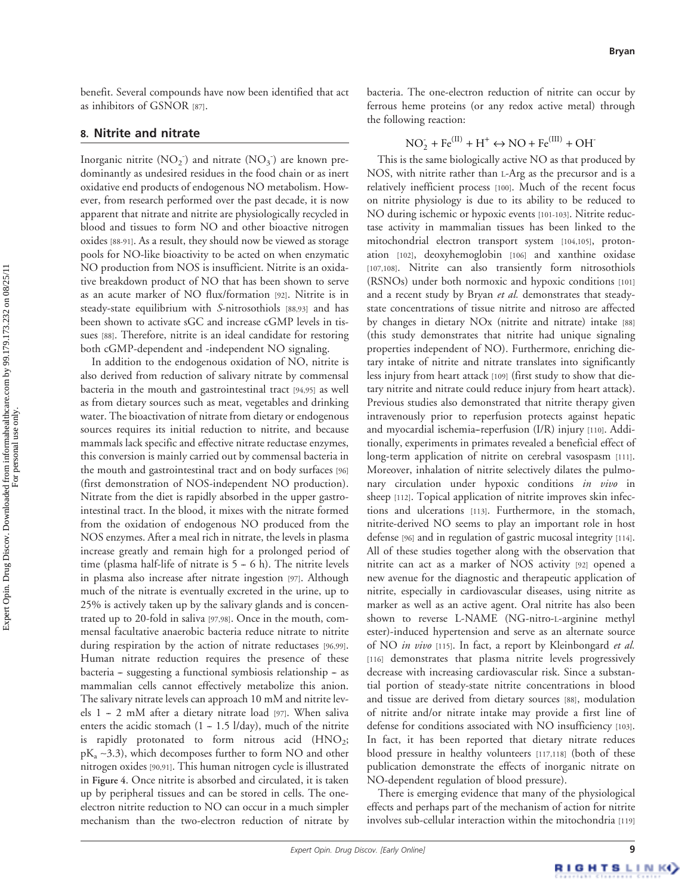benefit. Several compounds have now been identified that act as inhibitors of GSNOR [87].

## 8. Nitrite and nitrate

Inorganic nitrite ($NO_2^-$) and nitrate ($NO_3^-$) are known predominantly as undesired residues in the food chain or as inert oxidative end products of endogenous NO metabolism. However, from research performed over the past decade, it is now apparent that nitrate and nitrite are physiologically recycled in blood and tissues to form NO and other bioactive nitrogen oxides [88-91]. As a result, they should now be viewed as storage pools for NO-like bioactivity to be acted on when enzymatic NO production from NOS is insufficient. Nitrite is an oxidative breakdown product of NO that has been shown to serve as an acute marker of NO flux/formation [92]. Nitrite is in steady-state equilibrium with *S*-nitrosothiols [88,93] and has been shown to activate sGC and increase cGMP levels in tissues [88]. Therefore, nitrite is an ideal candidate for restoring both cGMP-dependent and -independent NO signaling.

In addition to the endogenous oxidation of NO, nitrite is also derived from reduction of salivary nitrate by commensal bacteria in the mouth and gastrointestinal tract [94,95] as well as from dietary sources such as meat, vegetables and drinking water. The bioactivation of nitrate from dietary or endogenous sources requires its initial reduction to nitrite, and because mammals lack specific and effective nitrate reductase enzymes, this conversion is mainly carried out by commensal bacteria in the mouth and gastrointestinal tract and on body surfaces [96] (first demonstration of NOS-independent NO production). Nitrate from the diet is rapidly absorbed in the upper gastrointestinal tract. In the blood, it mixes with the nitrate formed from the oxidation of endogenous NO produced from the NOS enzymes. After a meal rich in nitrate, the levels in plasma increase greatly and remain high for a prolonged period of time (plasma half-life of nitrate is 5 – 6 h). The nitrite levels in plasma also increase after nitrate ingestion [97]. Although much of the nitrate is eventually excreted in the urine, up to 25% is actively taken up by the salivary glands and is concentrated up to 20-fold in saliva [97,98]. Once in the mouth, commensal facultative anaerobic bacteria reduce nitrate to nitrite during respiration by the action of nitrate reductases [96,99]. Human nitrate reduction requires the presence of these bacteria – suggesting a functional symbiosis relationship – as mammalian cells cannot effectively metabolize this anion. The salivary nitrate levels can approach 10 mM and nitrite levels 1 – 2 mM after a dietary nitrate load [97]. When saliva enters the acidic stomach (1 – 1.5 l/day), much of the nitrite is rapidly protonated to form nitrous acid ($HNO_2$; $pK_a$ ~3.3), which decomposes further to form NO and other nitrogen oxides [90,91]. This human nitrogen cycle is illustrated in **Figure 4**. Once nitrite is absorbed and circulated, it is taken up by peripheral tissues and can be stored in cells. The one-electron nitrite reduction to NO can occur in a much simpler mechanism than the two-electron reduction of nitrate by bacteria. The one-electron reduction of nitrite can occur by ferrous heme proteins (or any redox active metal) through the following reaction:

$$NO_2^- + Fe^{(II)} + H^+ \leftrightarrow NO + Fe^{(III)} + OH^-$$

This is the same biologically active NO as that produced by NOS, with nitrite rather than L-Arg as the precursor and is a relatively inefficient process [100]. Much of the recent focus on nitrite physiology is due to its ability to be reduced to NO during ischemic or hypoxic events [101-103]. Nitrite reductase activity in mammalian tissues has been linked to the mitochondrial electron transport system [104,105], protonation [102], deoxyhemoglobin [106] and xanthine oxidase [107,108]. Nitrite can also transiently form nitrosothiols (RSNOs) under both normoxic and hypoxic conditions [101] and a recent study by Bryan *et al.* demonstrates that steady-state concentrations of tissue nitrite and nitroso are affected by changes in dietary NOx (nitrite and nitrate) intake [88] (this study demonstrates that nitrite had unique signaling properties independent of NO). Furthermore, enriching dietary intake of nitrite and nitrate translates into significantly less injury from heart attack [109] (first study to show that dietary nitrite and nitrate could reduce injury from heart attack). Previous studies also demonstrated that nitrite therapy given intravenously prior to reperfusion protects against hepatic and myocardial ischemia–reperfusion (I/R) injury [110]. Additionally, experiments in primates revealed a beneficial effect of long-term application of nitrite on cerebral vasospasm [111]. Moreover, inhalation of nitrite selectively dilates the pulmonary circulation under hypoxic conditions *in vivo* in sheep [112]. Topical application of nitrite improves skin infections and ulcerations [113]. Furthermore, in the stomach, nitrite-derived NO seems to play an important role in host defense [96] and in regulation of gastric mucosal integrity [114]. All of these studies together along with the observation that nitrite can act as a marker of NOS activity [92] opened a new avenue for the diagnostic and therapeutic application of nitrite, especially in cardiovascular diseases, using nitrite as marker as well as an active agent. Oral nitrite has also been shown to reverse L-NAME (NG-nitro-L-arginine methyl ester)-induced hypertension and serve as an alternate source of NO *in vivo* [115]. In fact, a report by Kleinbongard *et al.* [116] demonstrates that plasma nitrite levels progressively decrease with increasing cardiovascular risk. Since a substantial portion of steady-state nitrite concentrations in blood and tissue are derived from dietary sources [88], modulation of nitrite and/or nitrate intake may provide a first line of defense for conditions associated with NO insufficiency [103]. In fact, it has been reported that dietary nitrate reduces blood pressure in healthy volunteers [117,118] (both of these publication demonstrate the effects of inorganic nitrate on NO-dependent regulation of blood pressure).

There is emerging evidence that many of the physiological effects and perhaps part of the mechanism of action for nitrite involves sub-cellular interaction within the mitochondria [119]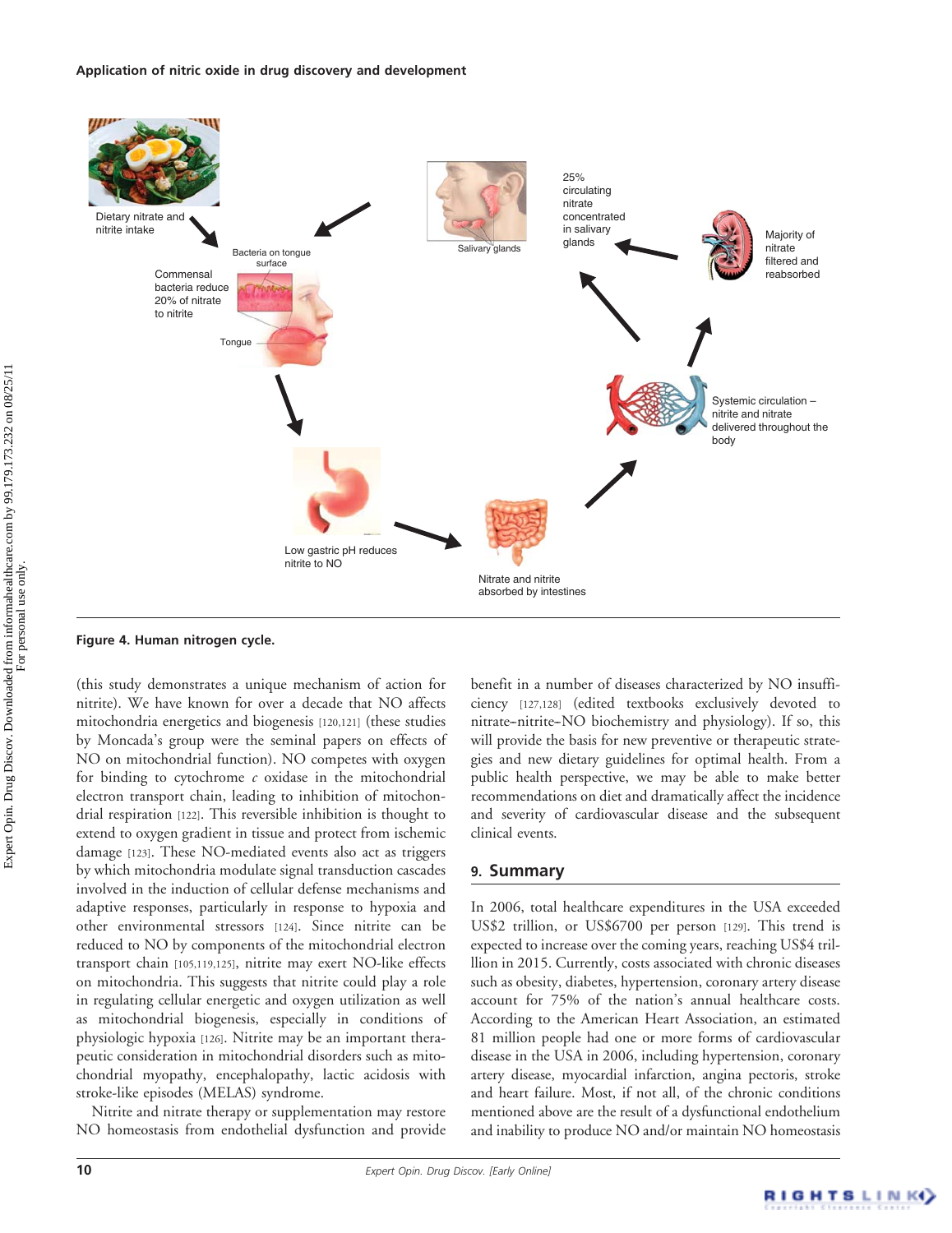**Figure 4. Human nitrogen cycle.**

(this study demonstrates a unique mechanism of action for nitrite). We have known for over a decade that NO affects mitochondria energetics and biogenesis [120,121] (these studies by Moncada's group were the seminal papers on effects of NO on mitochondrial function). NO competes with oxygen for binding to cytochrome *c* oxidase in the mitochondrial electron transport chain, leading to inhibition of mitochondrial respiration [122]. This reversible inhibition is thought to extend to oxygen gradient in tissue and protect from ischemic damage [123]. These NO-mediated events also act as triggers by which mitochondria modulate signal transduction cascades involved in the induction of cellular defense mechanisms and adaptive responses, particularly in response to hypoxia and other environmental stressors [124]. Since nitrite can be reduced to NO by components of the mitochondrial electron transport chain [105,119,125], nitrite may exert NO-like effects on mitochondria. This suggests that nitrite could play a role in regulating cellular energetic and oxygen utilization as well as mitochondrial biogenesis, especially in conditions of physiologic hypoxia [126]. Nitrite may be an important therapeutic consideration in mitochondrial disorders such as mitochondrial myopathy, encephalopathy, lactic acidosis with stroke-like episodes (MELAS) syndrome.

Nitrite and nitrate therapy or supplementation may restore NO homeostasis from endothelial dysfunction and provide benefit in a number of diseases characterized by NO insufficiency [127,128] (edited textbooks exclusively devoted to nitrate–nitrite–NO biochemistry and physiology). If so, this will provide the basis for new preventive or therapeutic strategies and new dietary guidelines for optimal health. From a public health perspective, we may be able to make better recommendations on diet and dramatically affect the incidence and severity of cardiovascular disease and the subsequent clinical events.

## 9. Summary

In 2006, total healthcare expenditures in the USA exceeded US$2 trillion, or US$6700 per person [129]. This trend is expected to increase over the coming years, reaching US$4 trillion in 2015. Currently, costs associated with chronic diseases such as obesity, diabetes, hypertension, coronary artery disease account for 75% of the nation's annual healthcare costs. According to the American Heart Association, an estimated 81 million people had one or more forms of cardiovascular disease in the USA in 2006, including hypertension, coronary artery disease, myocardial infarction, angina pectoris, stroke and heart failure. Most, if not all, of the chronic conditions mentioned above are the result of a dysfunctional endothelium and inability to produce NO and/or maintain NO homeostasis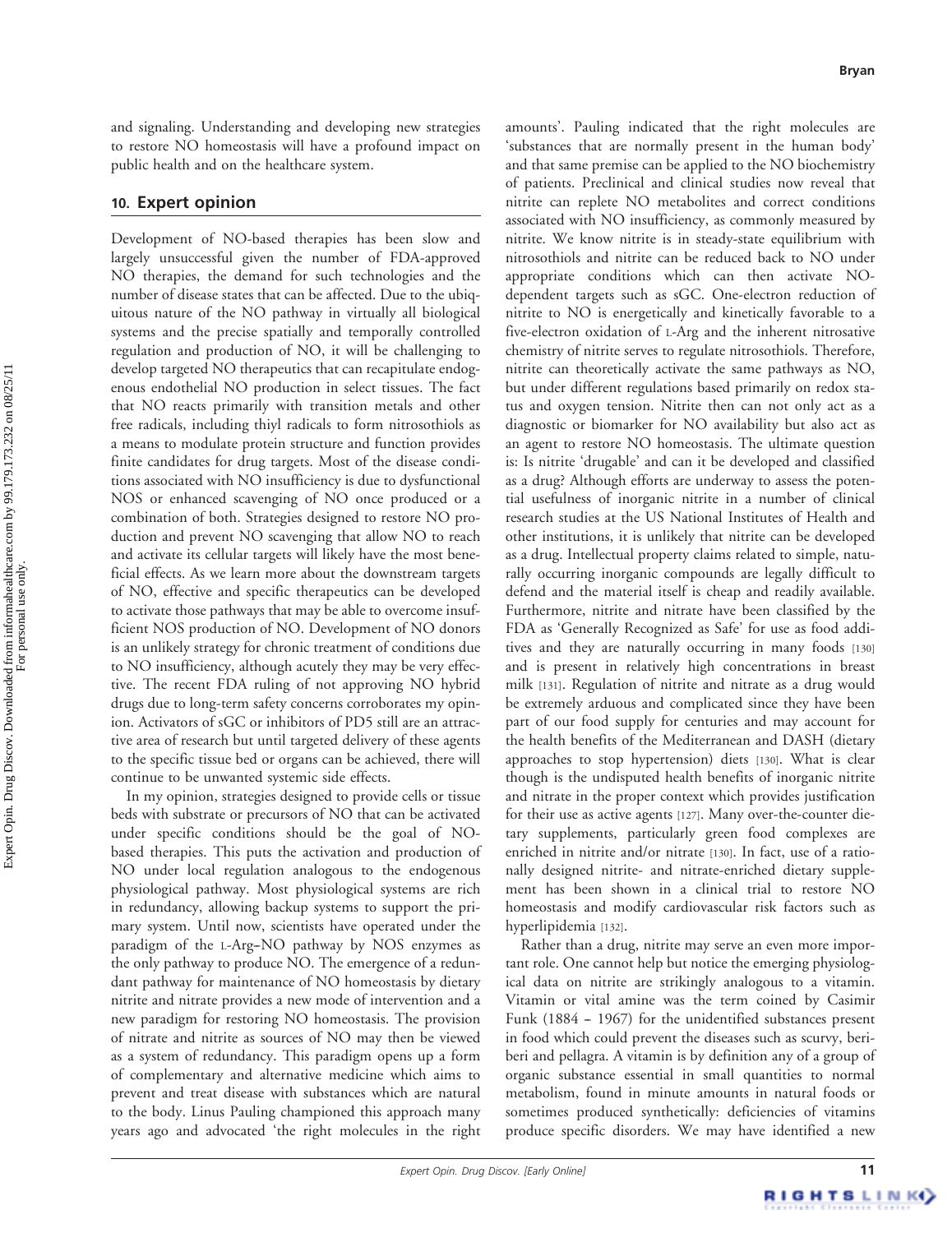and signaling. Understanding and developing new strategies to restore NO homeostasis will have a profound impact on public health and on the healthcare system.

## 10. Expert opinion

Development of NO-based therapies has been slow and largely unsuccessful given the number of FDA-approved NO therapies, the demand for such technologies and the number of disease states that can be affected. Due to the ubiquitous nature of the NO pathway in virtually all biological systems and the precise spatially and temporally controlled regulation and production of NO, it will be challenging to develop targeted NO therapeutics that can recapitulate endogenous endothelial NO production in select tissues. The fact that NO reacts primarily with transition metals and other free radicals, including thiyl radicals to form nitrosothiols as a means to modulate protein structure and function provides finite candidates for drug targets. Most of the disease conditions associated with NO insufficiency is due to dysfunctional NOS or enhanced scavenging of NO once produced or a combination of both. Strategies designed to restore NO production and prevent NO scavenging that allow NO to reach and activate its cellular targets will likely have the most beneficial effects. As we learn more about the downstream targets of NO, effective and specific therapeutics can be developed to activate those pathways that may be able to overcome insufficient NOS production of NO. Development of NO donors is an unlikely strategy for chronic treatment of conditions due to NO insufficiency, although acutely they may be very effective. The recent FDA ruling of not approving NO hybrid drugs due to long-term safety concerns corroborates my opinion. Activators of sGC or inhibitors of PD5 still are an attractive area of research but until targeted delivery of these agents to the specific tissue bed or organs can be achieved, there will continue to be unwanted systemic side effects.

In my opinion, strategies designed to provide cells or tissue beds with substrate or precursors of NO that can be activated under specific conditions should be the goal of NO-based therapies. This puts the activation and production of NO under local regulation analogous to the endogenous physiological pathway. Most physiological systems are rich in redundancy, allowing backup systems to support the primary system. Until now, scientists have operated under the paradigm of the L-Arg–NO pathway by NOS enzymes as the only pathway to produce NO. The emergence of a redundant pathway for maintenance of NO homeostasis by dietary nitrite and nitrate provides a new mode of intervention and a new paradigm for restoring NO homeostasis. The provision of nitrate and nitrite as sources of NO may then be viewed as a system of redundancy. This paradigm opens up a form of complementary and alternative medicine which aims to prevent and treat disease with substances which are natural to the body. Linus Pauling championed this approach many years ago and advocated 'the right molecules in the right amounts'. Pauling indicated that the right molecules are 'substances that are normally present in the human body' and that same premise can be applied to the NO biochemistry of patients. Preclinical and clinical studies now reveal that nitrite can replete NO metabolites and correct conditions associated with NO insufficiency, as commonly measured by nitrite. We know nitrite is in steady-state equilibrium with nitrosothiols and nitrite can be reduced back to NO under appropriate conditions which can then activate NO-dependent targets such as sGC. One-electron reduction of nitrite to NO is energetically and kinetically favorable to a five-electron oxidation of L-Arg and the inherent nitrosative chemistry of nitrite serves to regulate nitrosothiols. Therefore, nitrite can theoretically activate the same pathways as NO, but under different regulations based primarily on redox status and oxygen tension. Nitrite then can not only act as a diagnostic or biomarker for NO availability but also act as an agent to restore NO homeostasis. The ultimate question is: Is nitrite 'drugable' and can it be developed and classified as a drug? Although efforts are underway to assess the potential usefulness of inorganic nitrite in a number of clinical research studies at the US National Institutes of Health and other institutions, it is unlikely that nitrite can be developed as a drug. Intellectual property claims related to simple, naturally occurring inorganic compounds are legally difficult to defend and the material itself is cheap and readily available. Furthermore, nitrite and nitrate have been classified by the FDA as 'Generally Recognized as Safe' for use as food additives and they are naturally occurring in many foods [130] and is present in relatively high concentrations in breast milk [131]. Regulation of nitrite and nitrate as a drug would be extremely arduous and complicated since they have been part of our food supply for centuries and may account for the health benefits of the Mediterranean and DASH (dietary approaches to stop hypertension) diets [130]. What is clear though is the undisputed health benefits of inorganic nitrite and nitrate in the proper context which provides justification for their use as active agents [127]. Many over-the-counter dietary supplements, particularly green food complexes are enriched in nitrite and/or nitrate [130]. In fact, use of a rationally designed nitrite- and nitrate-enriched dietary supplement has been shown in a clinical trial to restore NO homeostasis and modify cardiovascular risk factors such as hyperlipidemia [132].

Rather than a drug, nitrite may serve an even more important role. One cannot help but notice the emerging physiological data on nitrite are strikingly analogous to a vitamin. Vitamin or vital amine was the term coined by Casimir Funk (1884 – 1967) for the unidentified substances present in food which could prevent the diseases such as scurvy, beriberi and pellagra. A vitamin is by definition any of a group of organic substance essential in small quantities to normal metabolism, found in minute amounts in natural foods or sometimes produced synthetically: deficiencies of vitamins produce specific disorders. We may have identified a new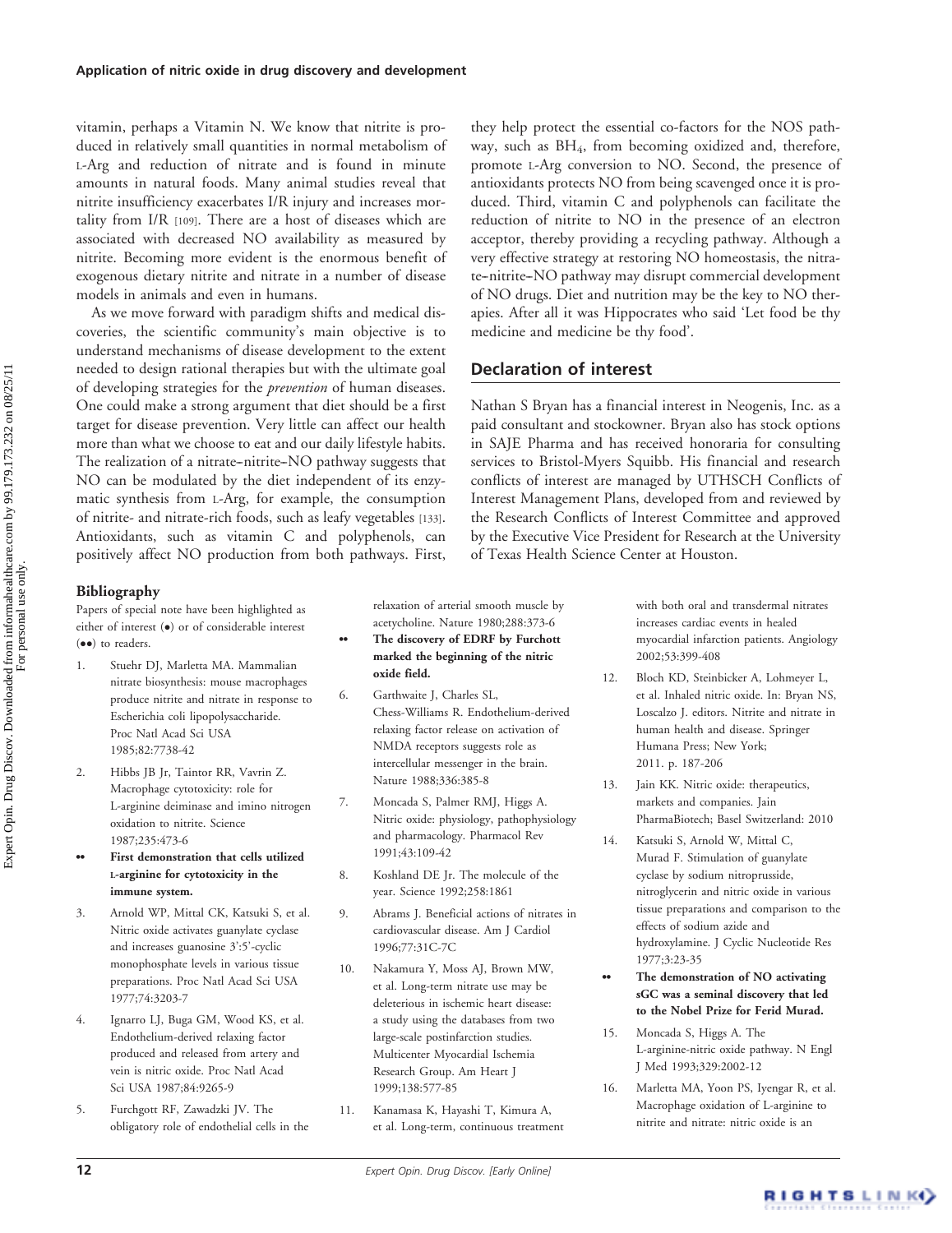vitamin, perhaps a Vitamin N. We know that nitrite is produced in relatively small quantities in normal metabolism of L-Arg and reduction of nitrate and is found in minute amounts in natural foods. Many animal studies reveal that nitrite insufficiency exacerbates I/R injury and increases mortality from I/R [109]. There are a host of diseases which are associated with decreased NO availability as measured by nitrite. Becoming more evident is the enormous benefit of exogenous dietary nitrite and nitrate in a number of disease models in animals and even in humans.

As we move forward with paradigm shifts and medical discoveries, the scientific community's main objective is to understand mechanisms of disease development to the extent needed to design rational therapies but with the ultimate goal of developing strategies for the *prevention* of human diseases. One could make a strong argument that diet should be a first target for disease prevention. Very little can affect our health more than what we choose to eat and our daily lifestyle habits. The realization of a nitrate–nitrite–NO pathway suggests that NO can be modulated by the diet independent of its enzymatic synthesis from L-Arg, for example, the consumption of nitrite- and nitrate-rich foods, such as leafy vegetables [133]. Antioxidants, such as vitamin C and polyphenols, can positively affect NO production from both pathways. First, they help protect the essential co-factors for the NOS pathway, such as $BH_4$, from becoming oxidized and, therefore, promote L-Arg conversion to NO. Second, the presence of antioxidants protects NO from being scavenged once it is produced. Third, vitamin C and polyphenols can facilitate the reduction of nitrite to NO in the presence of an electron acceptor, thereby providing a recycling pathway. Although a very effective strategy at restoring NO homeostasis, the nitrate–nitrite–NO pathway may disrupt commercial development of NO drugs. Diet and nutrition may be the key to NO therapies. After all it was Hippocrates who said 'Let food be thy medicine and medicine be thy food'.

## Declaration of interest

Nathan S Bryan has a financial interest in Neogenis, Inc. as a paid consultant and stockowner. Bryan also has stock options in SAJE Pharma and has received honoraria for consulting services to Bristol-Myers Squibb. His financial and research conflicts of interest are managed by UTHSCH Conflicts of Interest Management Plans, developed from and reviewed by the Research Conflicts of Interest Committee and approved by the Executive Vice President for Research at the University of Texas Health Science Center at Houston.

## Bibliography

Papers of special note have been highlighted as either of interest (•) or of considerable interest (••) to readers.

1. Stuehr DJ, Marletta MA. Mammalian nitrate biosynthesis: mouse macrophages produce nitrite and nitrate in response to Escherichia coli lipopolysaccharide. Proc Natl Acad Sci USA 1985;82:7738-42
2. Hibbs JB Jr, Taintor RR, Vavrin Z. Macrophage cytotoxicity: role for L-arginine deiminase and imino nitrogen oxidation to nitrite. Science 1987;235:473-6
   - •• **First demonstration that cells utilized L-arginine for cytotoxicity in the immune system.**
3. Arnold WP, Mittal CK, Katsuki S, et al. Nitric oxide activates guanylate cyclase and increases guanosine 3':5'-cyclic monophosphate levels in various tissue preparations. Proc Natl Acad Sci USA 1977;74:3203-7
4. Ignarro LJ, Buga GM, Wood KS, et al. Endothelium-derived relaxing factor produced and released from artery and vein is nitric oxide. Proc Natl Acad Sci USA 1987;84:9265-9
5. Furchgott RF, Zawadzki JV. The obligatory role of endothelial cells in the relaxation of arterial smooth muscle by acetycholine. Nature 1980;288:373-6
   - •• **The discovery of EDRF by Furchott marked the beginning of the nitric oxide field.**
6. Garthwaite J, Charles SL, Chess-Williams R. Endothelium-derived relaxing factor release on activation of NMDA receptors suggests role as intercellular messenger in the brain. Nature 1988;336:385-8
7. Moncada S, Palmer RMJ, Higgs A. Nitric oxide: physiology, pathophysiology and pharmacology. Pharmacol Rev 1991;43:109-42
8. Koshland DE Jr. The molecule of the year. Science 1992;258:1861
9. Abrams J. Beneficial actions of nitrates in cardiovascular disease. Am J Cardiol 1996;77:31C-7C
10. Nakamura Y, Moss AJ, Brown MW, et al. Long-term nitrate use may be deleterious in ischemic heart disease: a study using the databases from two large-scale postinfarction studies. Multicenter Myocardial Ischemia Research Group. Am Heart J 1999;138:577-85
11. Kanamasa K, Hayashi T, Kimura A, et al. Long-term, continuous treatment with both oral and transdermal nitrates increases cardiac events in healed myocardial infarction patients. Angiology 2002;53:399-408
12. Bloch KD, Steinbicker A, Lohmeyer L, et al. Inhaled nitric oxide. In: Bryan NS, Loscalzo J. editors. Nitrite and nitrate in human health and disease. Springer Humana Press; New York; 2011. p. 187-206
13. Jain KK. Nitric oxide: therapeutics, markets and companies. Jain PharmaBiotech; Basel Switzerland: 2010
14. Katsuki S, Arnold W, Mittal C, Murad F. Stimulation of guanylate cyclase by sodium nitroprusside, nitroglycerin and nitric oxide in various tissue preparations and comparison to the effects of sodium azide and hydroxylamine. J Cyclic Nucleotide Res 1977;3:23-35
   - •• **The demonstration of NO activating sGC was a seminal discovery that led to the Nobel Prize for Ferid Murad.**
15. Moncada S, Higgs A. The L-arginine-nitric oxide pathway. N Engl J Med 1993;329:2002-12
16. Marletta MA, Yoon PS, Iyengar R, et al. Macrophage oxidation of L-arginine to nitrite and nitrate: nitric oxide is an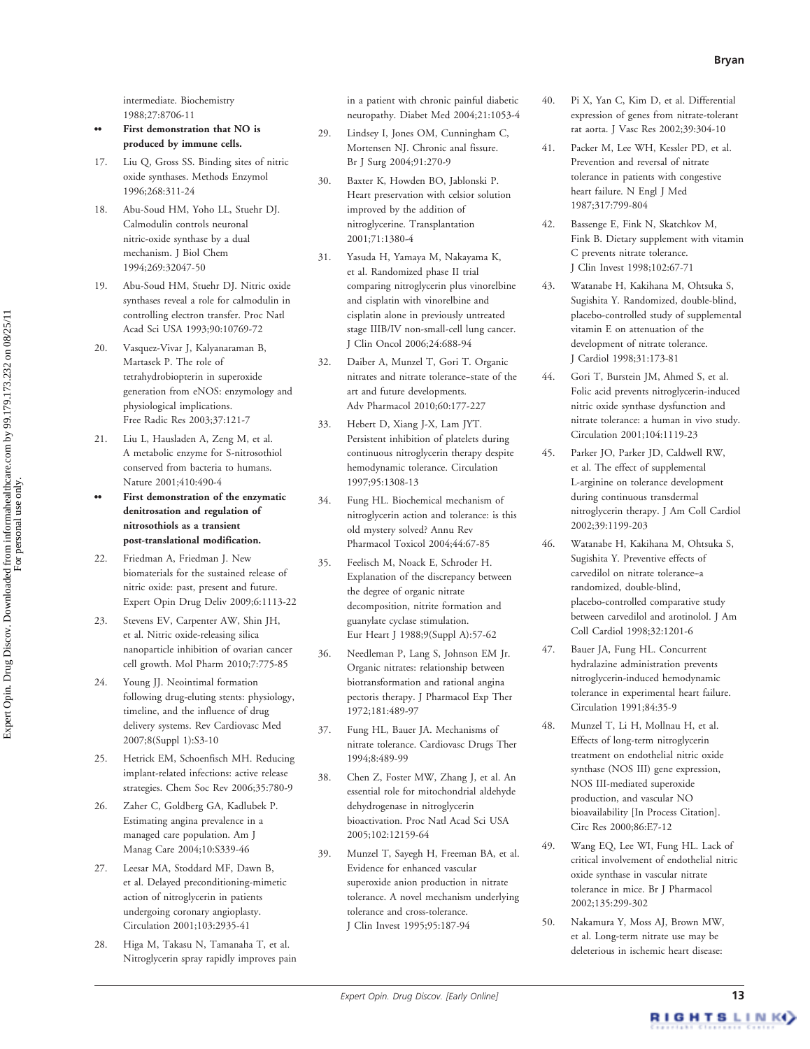intermediate. Biochemistry 1988;27:8706-11

•• **First demonstration that NO is produced by immune cells.**

17. Liu Q, Gross SS. Binding sites of nitric oxide synthases. Methods Enzymol 1996;268:311-24
18. Abu-Soud HM, Yoho LL, Stuehr DJ. Calmodulin controls neuronal nitric-oxide synthase by a dual mechanism. J Biol Chem 1994;269:32047-50
19. Abu-Soud HM, Stuehr DJ. Nitric oxide synthases reveal a role for calmodulin in controlling electron transfer. Proc Natl Acad Sci USA 1993;90:10769-72
20. Vasquez-Vivar J, Kalyanaraman B, Martasek P. The role of tetrahydrobiopterin in superoxide generation from eNOS: enzymology and physiological implications. Free Radic Res 2003;37:121-7
21. Liu L, Hausladen A, Zeng M, et al. A metabolic enzyme for S-nitrosothiol conserved from bacteria to humans. Nature 2001;410:490-4

•• **First demonstration of the enzymatic denitrosation and regulation of nitrosothiols as a transient post-translational modification.**

22. Friedman A, Friedman J. New biomaterials for the sustained release of nitric oxide: past, present and future. Expert Opin Drug Deliv 2009;6:1113-22
23. Stevens EV, Carpenter AW, Shin JH, et al. Nitric oxide-releasing silica nanoparticle inhibition of ovarian cancer cell growth. Mol Pharm 2010;7:775-85
24. Young JJ. Neointimal formation following drug-eluting stents: physiology, timeline, and the influence of drug delivery systems. Rev Cardiovasc Med 2007;8(Suppl 1):S3-10
25. Hetrick EM, Schoenfisch MH. Reducing implant-related infections: active release strategies. Chem Soc Rev 2006;35:780-9
26. Zaher C, Goldberg GA, Kadlubek P. Estimating angina prevalence in a managed care population. Am J Manag Care 2004;10:S339-46
27. Leesar MA, Stoddard MF, Dawn B, et al. Delayed preconditioning-mimetic action of nitroglycerin in patients undergoing coronary angioplasty. Circulation 2001;103:2935-41
28. Higa M, Takasu N, Tamanaha T, et al. Nitroglycerin spray rapidly improves pain in a patient with chronic painful diabetic neuropathy. Diabet Med 2004;21:1053-4
29. Lindsey I, Jones OM, Cunningham C, Mortensen NJ. Chronic anal fissure. Br J Surg 2004;91:270-9
30. Baxter K, Howden BO, Jablonski P. Heart preservation with celsior solution improved by the addition of nitroglycerine. Transplantation 2001;71:1380-4
31. Yasuda H, Yamaya M, Nakayama K, et al. Randomized phase II trial comparing nitroglycerin plus vinorelbine and cisplatin with vinorelbine and cisplatin alone in previously untreated stage IIIB/IV non-small-cell lung cancer. J Clin Oncol 2006;24:688-94
32. Daiber A, Munzel T, Gori T. Organic nitrates and nitrate tolerance–state of the art and future developments. Adv Pharmacol 2010;60:177-227
33. Hebert D, Xiang J-X, Lam JYT. Persistent inhibition of platelets during continuous nitroglycerin therapy despite hemodynamic tolerance. Circulation 1997;95:1308-13
34. Fung HL. Biochemical mechanism of nitroglycerin action and tolerance: is this old mystery solved? Annu Rev Pharmacol Toxicol 2004;44:67-85
35. Feelisch M, Noack E, Schroder H. Explanation of the discrepancy between the degree of organic nitrate decomposition, nitrite formation and guanylate cyclase stimulation. Eur Heart J 1988;9(Suppl A):57-62
36. Needleman P, Lang S, Johnson EM Jr. Organic nitrates: relationship between biotransformation and rational angina pectoris therapy. J Pharmacol Exp Ther 1972;181:489-97
37. Fung HL, Bauer JA. Mechanisms of nitrate tolerance. Cardiovasc Drugs Ther 1994;8:489-99
38. Chen Z, Foster MW, Zhang J, et al. An essential role for mitochondrial aldehyde dehydrogenase in nitroglycerin bioactivation. Proc Natl Acad Sci USA 2005;102:12159-64
39. Munzel T, Sayegh H, Freeman BA, et al. Evidence for enhanced vascular superoxide anion production in nitrate tolerance. A novel mechanism underlying tolerance and cross-tolerance. J Clin Invest 1995;95:187-94
40. Pi X, Yan C, Kim D, et al. Differential expression of genes from nitrate-tolerant rat aorta. J Vasc Res 2002;39:304-10
41. Packer M, Lee WH, Kessler PD, et al. Prevention and reversal of nitrate tolerance in patients with congestive heart failure. N Engl J Med 1987;317:799-804
42. Bassenge E, Fink N, Skatchkov M, Fink B. Dietary supplement with vitamin C prevents nitrate tolerance. J Clin Invest 1998;102:67-71
43. Watanabe H, Kakihana M, Ohtsuka S, Sugishita Y. Randomized, double-blind, placebo-controlled study of supplemental vitamin E on attenuation of the development of nitrate tolerance. J Cardiol 1998;31:173-81
44. Gori T, Burstein JM, Ahmed S, et al. Folic acid prevents nitroglycerin-induced nitric oxide synthase dysfunction and nitrate tolerance: a human in vivo study. Circulation 2001;104:1119-23
45. Parker JO, Parker JD, Caldwell RW, et al. The effect of supplemental L-arginine on tolerance development during continuous transdermal nitroglycerin therapy. J Am Coll Cardiol 2002;39:1199-203
46. Watanabe H, Kakihana M, Ohtsuka S, Sugishita Y. Preventive effects of carvedilol on nitrate tolerance–a randomized, double-blind, placebo-controlled comparative study between carvedilol and arotinolol. J Am Coll Cardiol 1998;32:1201-6
47. Bauer JA, Fung HL. Concurrent hydralazine administration prevents nitroglycerin-induced hemodynamic tolerance in experimental heart failure. Circulation 1991;84:35-9
48. Munzel T, Li H, Mollnau H, et al. Effects of long-term nitroglycerin treatment on endothelial nitric oxide synthase (NOS III) gene expression, NOS III-mediated superoxide production, and vascular NO bioavailability [In Process Citation]. Circ Res 2000;86:E7-12
49. Wang EQ, Lee WI, Fung HL. Lack of critical involvement of endothelial nitric oxide synthase in vascular nitrate tolerance in mice. Br J Pharmacol 2002;135:299-302
50. Nakamura Y, Moss AJ, Brown MW, et al. Long-term nitrate use may be deleterious in ischemic heart disease: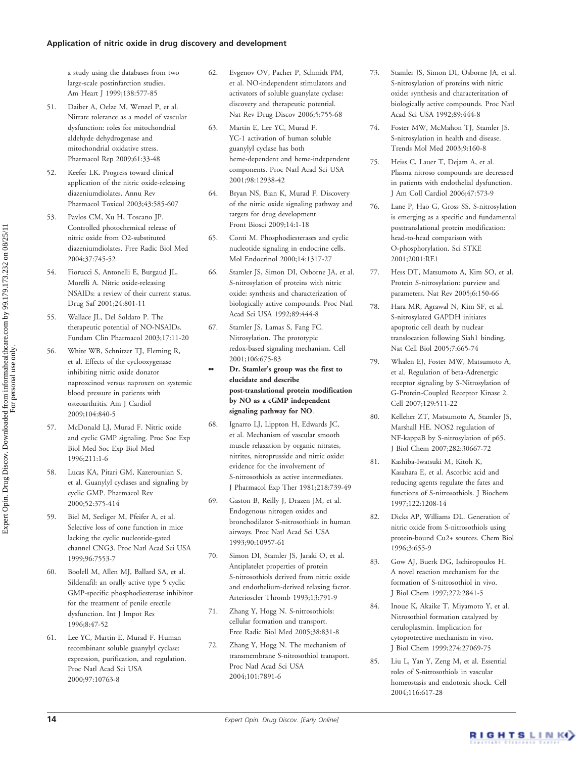a study using the databases from two large-scale postinfarction studies. Am Heart J 1999;138:577-85

51. Daiber A, Oelze M, Wenzel P, et al. Nitrate tolerance as a model of vascular dysfunction: roles for mitochondrial aldehyde dehydrogenase and mitochondrial oxidative stress. Pharmacol Rep 2009;61:33-48

52. Keefer LK. Progress toward clinical application of the nitric oxide-releasing diazeniumdiolates. Annu Rev Pharmacol Toxicol 2003;43:585-607

53. Pavlos CM, Xu H, Toscano JP. Controlled photochemical release of nitric oxide from O2-substituted diazeniumdiolates. Free Radic Biol Med 2004;37:745-52

54. Fiorucci S, Antonelli E, Burgaud JL, Morelli A. Nitric oxide-releasing NSAIDs: a review of their current status. Drug Saf 2001;24:801-11

55. Wallace JL, Del Soldato P. The therapeutic potential of NO-NSAIDs. Fundam Clin Pharmacol 2003;17:11-20

56. White WB, Schnitzer TJ, Fleming R, et al. Effects of the cyclooxygenase inhibiting nitric oxide donator naproxcinod versus naproxen on systemic blood pressure in patients with osteoarthritis. Am J Cardiol 2009;104:840-5

57. McDonald LJ, Murad F. Nitric oxide and cyclic GMP signaling. Proc Soc Exp Biol Med Soc Exp Biol Med 1996;211:1-6

58. Lucas KA, Pitari GM, Kazerounian S, et al. Guanylyl cyclases and signaling by cyclic GMP. Pharmacol Rev 2000;52:375-414

59. Biel M, Seeliger M, Pfeifer A, et al. Selective loss of cone function in mice lacking the cyclic nucleotide-gated channel CNG3. Proc Natl Acad Sci USA 1999;96:7553-7

60. Boolell M, Allen MJ, Ballard SA, et al. Sildenafil: an orally active type 5 cyclic GMP-specific phosphodiesterase inhibitor for the treatment of penile erectile dysfunction. Int J Impot Res 1996;8:47-52

61. Lee YC, Martin E, Murad F. Human recombinant soluble guanylyl cyclase: expression, purification, and regulation. Proc Natl Acad Sci USA 2000;97:10763-8

62. Evgenov OV, Pacher P, Schmidt PM, et al. NO-independent stimulators and activators of soluble guanylate cyclase: discovery and therapeutic potential. Nat Rev Drug Discov 2006;5:755-68

63. Martin E, Lee YC, Murad F. YC-1 activation of human soluble guanylyl cyclase has both heme-dependent and heme-independent components. Proc Natl Acad Sci USA 2001;98:12938-42

64. Bryan NS, Bian K, Murad F. Discovery of the nitric oxide signaling pathway and targets for drug development. Front Biosci 2009;14:1-18

65. Conti M. Phosphodiesterases and cyclic nucleotide signaling in endocrine cells. Mol Endocrinol 2000;14:1317-27

66. Stamler JS, Simon DI, Osborne JA, et al. S-nitrosylation of proteins with nitric oxide: synthesis and characterization of biologically active compounds. Proc Natl Acad Sci USA 1992;89:444-8

67. Stamler JS, Lamas S, Fang FC. Nitrosylation. The prototypic redox-based signaling mechanism. Cell 2001;106:675-83

•• **Dr. Stamler's group was the first to elucidate and describe post-translational protein modification by NO as a cGMP independent signaling pathway for NO.**

68. Ignarro LJ, Lippton H, Edwards JC, et al. Mechanism of vascular smooth muscle relaxation by organic nitrates, nitrites, nitroprusside and nitric oxide: evidence for the involvement of S-nitrosothiols as active intermediates. J Pharmacol Exp Ther 1981;218:739-49

69. Gaston B, Reilly J, Drazen JM, et al. Endogenous nitrogen oxides and bronchodilator S-nitrosothiols in human airways. Proc Natl Acad Sci USA 1993;90:10957-61

70. Simon DI, Stamler JS, Jaraki O, et al. Antiplatelet properties of protein S-nitrosothiols derived from nitric oxide and endothelium-derived relaxing factor. Arterioscler Thromb 1993;13:791-9

71. Zhang Y, Hogg N. S-nitrosothiols: cellular formation and transport. Free Radic Biol Med 2005;38:831-8

72. Zhang Y, Hogg N. The mechanism of transmembrane S-nitrosothiol transport. Proc Natl Acad Sci USA 2004;101:7891-6

73. Stamler JS, Simon DI, Osborne JA, et al. S-nitrosylation of proteins with nitric oxide: synthesis and characterization of biologically active compounds. Proc Natl Acad Sci USA 1992;89:444-8

74. Foster MW, McMahon TJ, Stamler JS. S-nitrosylation in health and disease. Trends Mol Med 2003;9:160-8

75. Heiss C, Lauer T, Dejam A, et al. Plasma nitroso compounds are decreased in patients with endothelial dysfunction. J Am Coll Cardiol 2006;47:573-9

76. Lane P, Hao G, Gross SS. S-nitrosylation is emerging as a specific and fundamental posttranslational protein modification: head-to-head comparison with O-phosphorylation. Sci STKE 2001;2001:RE1

77. Hess DT, Matsumoto A, Kim SO, et al. Protein S-nitrosylation: purview and parameters. Nat Rev 2005;6:150-66

78. Hara MR, Agrawal N, Kim SF, et al. S-nitrosylated GAPDH initiates apoptotic cell death by nuclear translocation following Siah1 binding. Nat Cell Biol 2005;7:665-74

79. Whalen EJ, Foster MW, Matsumoto A, et al. Regulation of beta-Adrenergic receptor signaling by S-Nitrosylation of G-Protein-Coupled Receptor Kinase 2. Cell 2007;129:511-22

80. Kelleher ZT, Matsumoto A, Stamler JS, Marshall HE. NOS2 regulation of NF-kappaB by S-nitrosylation of p65. J Biol Chem 2007;282:30667-72

81. Kashiba-Iwatsuki M, Kitoh K, Kasahara E, et al. Ascorbic acid and reducing agents regulate the fates and functions of S-nitrosothiols. J Biochem 1997;122:1208-14

82. Dicks AP, Williams DL. Generation of nitric oxide from S-nitrosothiols using protein-bound Cu2+ sources. Chem Biol 1996;3:655-9

83. Gow AJ, Buerk DG, Ischiropoulos H. A novel reaction mechanism for the formation of S-nitrosothiol in vivo. J Biol Chem 1997;272:2841-5

84. Inoue K, Akaike T, Miyamoto Y, et al. Nitrosothiol formation catalyzed by ceruloplasmin. Implication for cytoprotective mechanism in vivo. J Biol Chem 1999;274:27069-75

85. Liu L, Yan Y, Zeng M, et al. Essential roles of S-nitrosothiols in vascular homeostasis and endotoxic shock. Cell 2004;116:617-28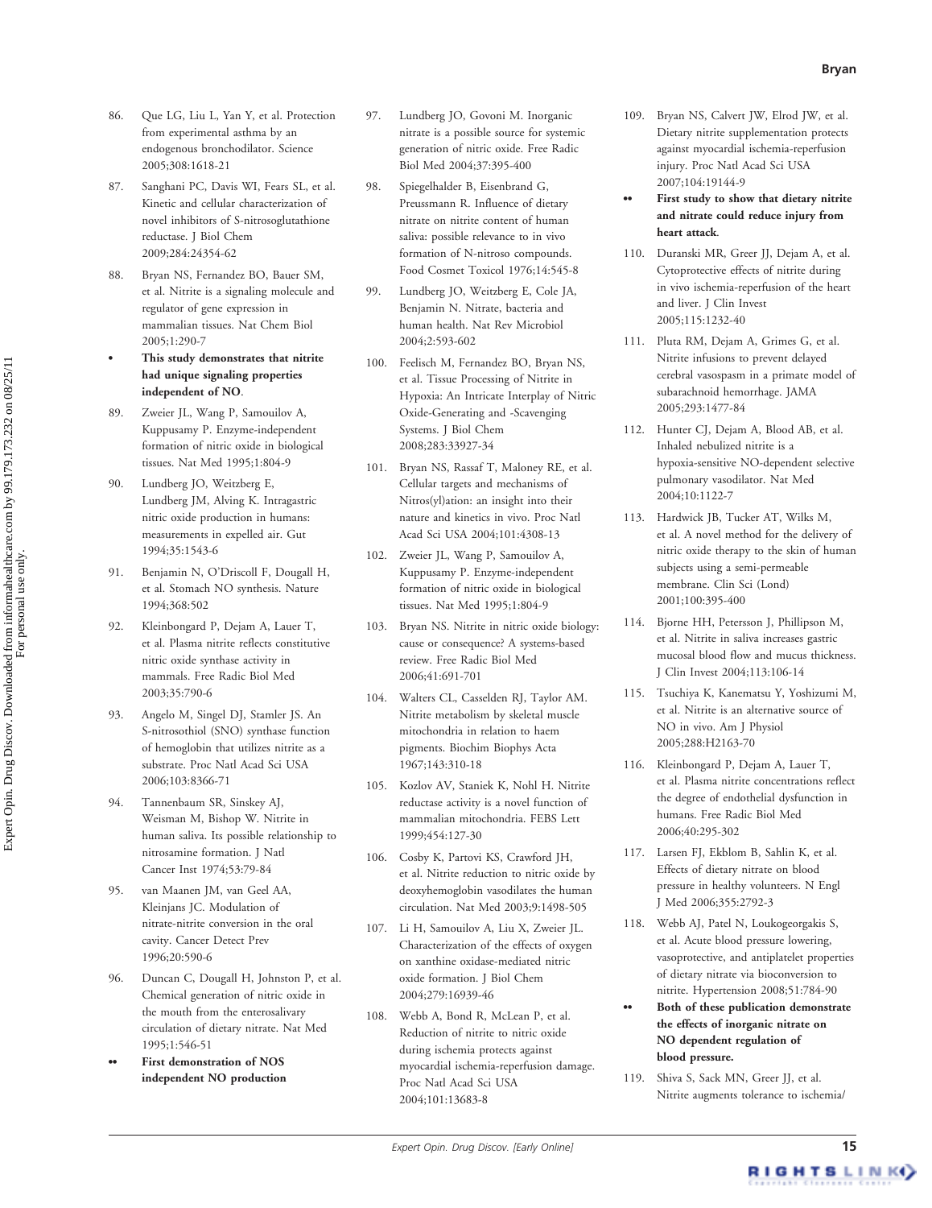86. Que LG, Liu L, Yan Y, et al. Protection from experimental asthma by an endogenous bronchodilator. Science 2005;308:1618-21

87. Sanghani PC, Davis WI, Fears SL, et al. Kinetic and cellular characterization of novel inhibitors of S-nitrosoglutathione reductase. J Biol Chem 2009;284:24354-62

88. Bryan NS, Fernandez BO, Bauer SM, et al. Nitrite is a signaling molecule and regulator of gene expression in mammalian tissues. Nat Chem Biol 2005;1:290-7

- **This study demonstrates that nitrite had unique signaling properties independent of NO.**

89. Zweier JL, Wang P, Samouilov A, Kuppusamy P. Enzyme-independent formation of nitric oxide in biological tissues. Nat Med 1995;1:804-9

90. Lundberg JO, Weitzberg E, Lundberg JM, Alving K. Intragastric nitric oxide production in humans: measurements in expelled air. Gut 1994;35:1543-6

91. Benjamin N, O'Driscoll F, Dougall H, et al. Stomach NO synthesis. Nature 1994;368:502

92. Kleinbongard P, Dejam A, Lauer T, et al. Plasma nitrite reflects constitutive nitric oxide synthase activity in mammals. Free Radic Biol Med 2003;35:790-6

93. Angelo M, Singel DJ, Stamler JS. An S-nitrosothiol (SNO) synthase function of hemoglobin that utilizes nitrite as a substrate. Proc Natl Acad Sci USA 2006;103:8366-71

94. Tannenbaum SR, Sinskey AJ, Weisman M, Bishop W. Nitrite in human saliva. Its possible relationship to nitrosamine formation. J Natl Cancer Inst 1974;53:79-84

95. van Maanen JM, van Geel AA, Kleinjans JC. Modulation of nitrate-nitrite conversion in the oral cavity. Cancer Detect Prev 1996;20:590-6

96. Duncan C, Dougall H, Johnston P, et al. Chemical generation of nitric oxide in the mouth from the enterosalivary circulation of dietary nitrate. Nat Med 1995;1:546-51

- •• **First demonstration of NOS independent NO production**

97. Lundberg JO, Govoni M. Inorganic nitrate is a possible source for systemic generation of nitric oxide. Free Radic Biol Med 2004;37:395-400

98. Spiegelhalder B, Eisenbrand G, Preussmann R. Influence of dietary nitrate on nitrite content of human saliva: possible relevance to in vivo formation of N-nitroso compounds. Food Cosmet Toxicol 1976;14:545-8

99. Lundberg JO, Weitzberg E, Cole JA, Benjamin N. Nitrate, bacteria and human health. Nat Rev Microbiol 2004;2:593-602

100. Feelisch M, Fernandez BO, Bryan NS, et al. Tissue Processing of Nitrite in Hypoxia: An Intricate Interplay of Nitric Oxide-Generating and -Scavenging Systems. J Biol Chem 2008;283:33927-34

101. Bryan NS, Rassaf T, Maloney RE, et al. Cellular targets and mechanisms of Nitros(yl)ation: an insight into their nature and kinetics in vivo. Proc Natl Acad Sci USA 2004;101:4308-13

102. Zweier JL, Wang P, Samouilov A, Kuppusamy P. Enzyme-independent formation of nitric oxide in biological tissues. Nat Med 1995;1:804-9

103. Bryan NS. Nitrite in nitric oxide biology: cause or consequence? A systems-based review. Free Radic Biol Med 2006;41:691-701

104. Walters CL, Casselden RJ, Taylor AM. Nitrite metabolism by skeletal muscle mitochondria in relation to haem pigments. Biochim Biophys Acta 1967;143:310-18

105. Kozlov AV, Staniek K, Nohl H. Nitrite reductase activity is a novel function of mammalian mitochondria. FEBS Lett 1999;454:127-30

106. Cosby K, Partovi KS, Crawford JH, et al. Nitrite reduction to nitric oxide by deoxyhemoglobin vasodilates the human circulation. Nat Med 2003;9:1498-505

107. Li H, Samouilov A, Liu X, Zweier JL. Characterization of the effects of oxygen on xanthine oxidase-mediated nitric oxide formation. J Biol Chem 2004;279:16939-46

108. Webb A, Bond R, McLean P, et al. Reduction of nitrite to nitric oxide during ischemia protects against myocardial ischemia-reperfusion damage. Proc Natl Acad Sci USA 2004;101:13683-8

109. Bryan NS, Calvert JW, Elrod JW, et al. Dietary nitrite supplementation protects against myocardial ischemia-reperfusion injury. Proc Natl Acad Sci USA 2007;104:19144-9

- •• **First study to show that dietary nitrite and nitrate could reduce injury from heart attack.**

110. Duranski MR, Greer JJ, Dejam A, et al. Cytoprotective effects of nitrite during in vivo ischemia-reperfusion of the heart and liver. J Clin Invest 2005;115:1232-40

111. Pluta RM, Dejam A, Grimes G, et al. Nitrite infusions to prevent delayed cerebral vasospasm in a primate model of subarachnoid hemorrhage. JAMA 2005;293:1477-84

112. Hunter CJ, Dejam A, Blood AB, et al. Inhaled nebulized nitrite is a hypoxia-sensitive NO-dependent selective pulmonary vasodilator. Nat Med 2004;10:1122-7

113. Hardwick JB, Tucker AT, Wilks M, et al. A novel method for the delivery of nitric oxide therapy to the skin of human subjects using a semi-permeable membrane. Clin Sci (Lond) 2001;100:395-400

114. Bjorne HH, Petersson J, Phillipson M, et al. Nitrite in saliva increases gastric mucosal blood flow and mucus thickness. J Clin Invest 2004;113:106-14

115. Tsuchiya K, Kanematsu Y, Yoshizumi M, et al. Nitrite is an alternative source of NO in vivo. Am J Physiol 2005;288:H2163-70

116. Kleinbongard P, Dejam A, Lauer T, et al. Plasma nitrite concentrations reflect the degree of endothelial dysfunction in humans. Free Radic Biol Med 2006;40:295-302

117. Larsen FJ, Ekblom B, Sahlin K, et al. Effects of dietary nitrate on blood pressure in healthy volunteers. N Engl J Med 2006;355:2792-3

118. Webb AJ, Patel N, Loukogeorgakis S, et al. Acute blood pressure lowering, vasoprotective, and antiplatelet properties of dietary nitrate via bioconversion to nitrite. Hypertension 2008;51:784-90

- •• **Both of these publication demonstrate the effects of inorganic nitrate on NO dependent regulation of blood pressure.**

119. Shiva S, Sack MN, Greer JJ, et al. Nitrite augments tolerance to ischemia/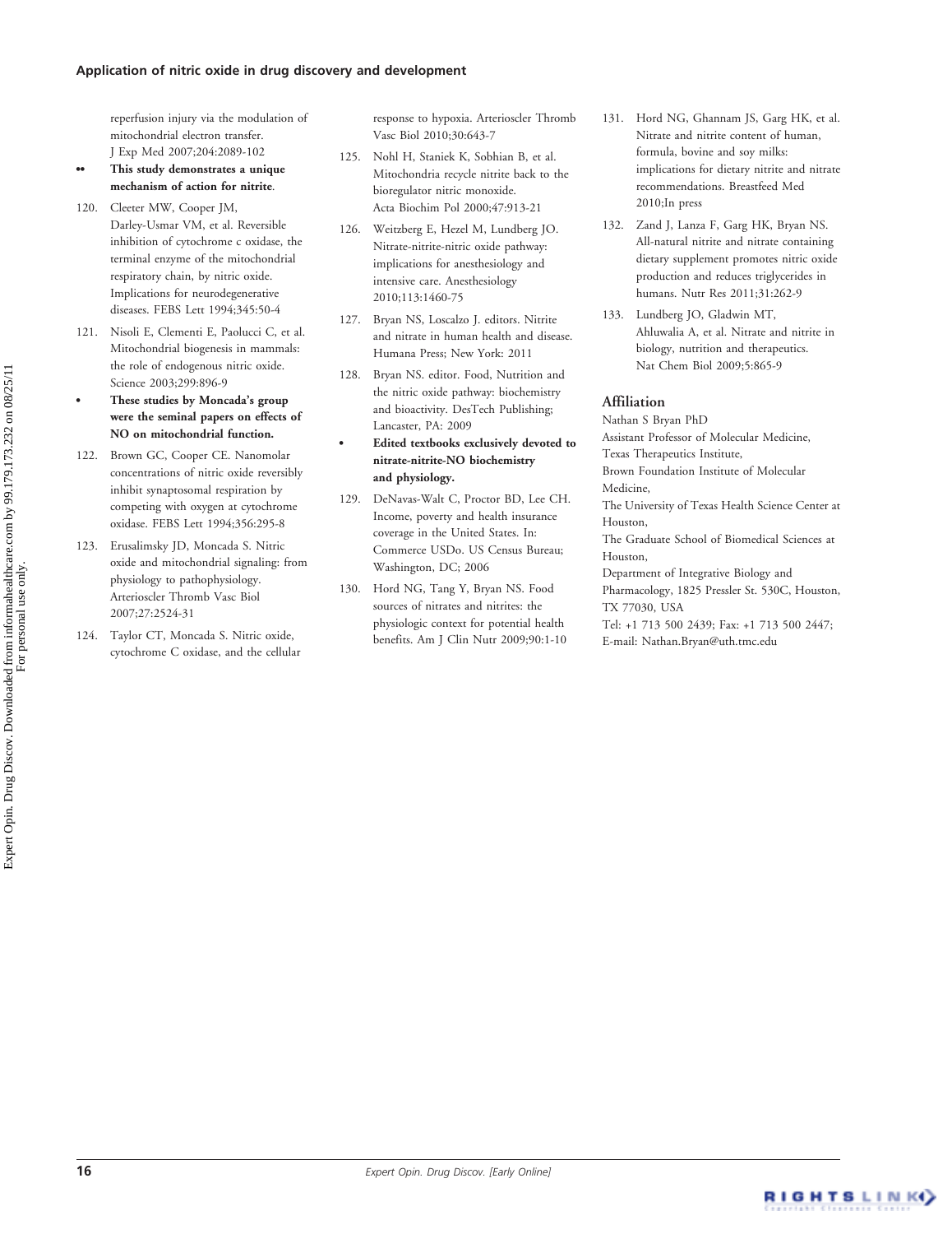reperfusion injury via the modulation of mitochondrial electron transfer. J Exp Med 2007;204:2089-102

•• **This study demonstrates a unique mechanism of action for nitrite.**

120. Cleeter MW, Cooper JM, Darley-Usmar VM, et al. Reversible inhibition of cytochrome c oxidase, the terminal enzyme of the mitochondrial respiratory chain, by nitric oxide. Implications for neurodegenerative diseases. FEBS Lett 1994;345:50-4

121. Nisoli E, Clementi E, Paolucci C, et al. Mitochondrial biogenesis in mammals: the role of endogenous nitric oxide. Science 2003;299:896-9

• **These studies by Moncada's group were the seminal papers on effects of NO on mitochondrial function.**

122. Brown GC, Cooper CE. Nanomolar concentrations of nitric oxide reversibly inhibit synaptosomal respiration by competing with oxygen at cytochrome oxidase. FEBS Lett 1994;356:295-8

123. Erusalimsky JD, Moncada S. Nitric oxide and mitochondrial signaling: from physiology to pathophysiology. Arterioscler Thromb Vasc Biol 2007;27:2524-31

124. Taylor CT, Moncada S. Nitric oxide, cytochrome C oxidase, and the cellular response to hypoxia. Arterioscler Thromb Vasc Biol 2010;30:643-7

125. Nohl H, Staniek K, Sobhian B, et al. Mitochondria recycle nitrite back to the bioregulator nitric monoxide. Acta Biochim Pol 2000;47:913-21

126. Weitzberg E, Hezel M, Lundberg JO. Nitrate-nitrite-nitric oxide pathway: implications for anesthesiology and intensive care. Anesthesiology 2010;113:1460-75

127. Bryan NS, Loscalzo J. editors. Nitrite and nitrate in human health and disease. Humana Press; New York: 2011

128. Bryan NS. editor. Food, Nutrition and the nitric oxide pathway: biochemistry and bioactivity. DesTech Publishing; Lancaster, PA: 2009

• **Edited textbooks exclusively devoted to nitrate-nitrite-NO biochemistry and physiology.**

129. DeNavas-Walt C, Proctor BD, Lee CH. Income, poverty and health insurance coverage in the United States. In: Commerce USDo. US Census Bureau; Washington, DC; 2006

130. Hord NG, Tang Y, Bryan NS. Food sources of nitrates and nitrites: the physiologic context for potential health benefits. Am J Clin Nutr 2009;90:1-10

131. Hord NG, Ghannam JS, Garg HK, et al. Nitrate and nitrite content of human, formula, bovine and soy milks: implications for dietary nitrite and nitrate recommendations. Breastfeed Med 2010;In press

132. Zand J, Lanza F, Garg HK, Bryan NS. All-natural nitrite and nitrate containing dietary supplement promotes nitric oxide production and reduces triglycerides in humans. Nutr Res 2011;31:262-9

133. Lundberg JO, Gladwin MT, Ahluwalia A, et al. Nitrate and nitrite in biology, nutrition and therapeutics. Nat Chem Biol 2009;5:865-9

## Affiliation

Nathan S Bryan PhD
Assistant Professor of Molecular Medicine,
Texas Therapeutics Institute,
Brown Foundation Institute of Molecular Medicine,
The University of Texas Health Science Center at Houston,
The Graduate School of Biomedical Sciences at Houston,
Department of Integrative Biology and Pharmacology, 1825 Pressler St. 530C, Houston, TX 77030, USA
Tel: +1 713 500 2439; Fax: +1 713 500 2447;
E-mail: Nathan.Bryan@uth.tmc.edu